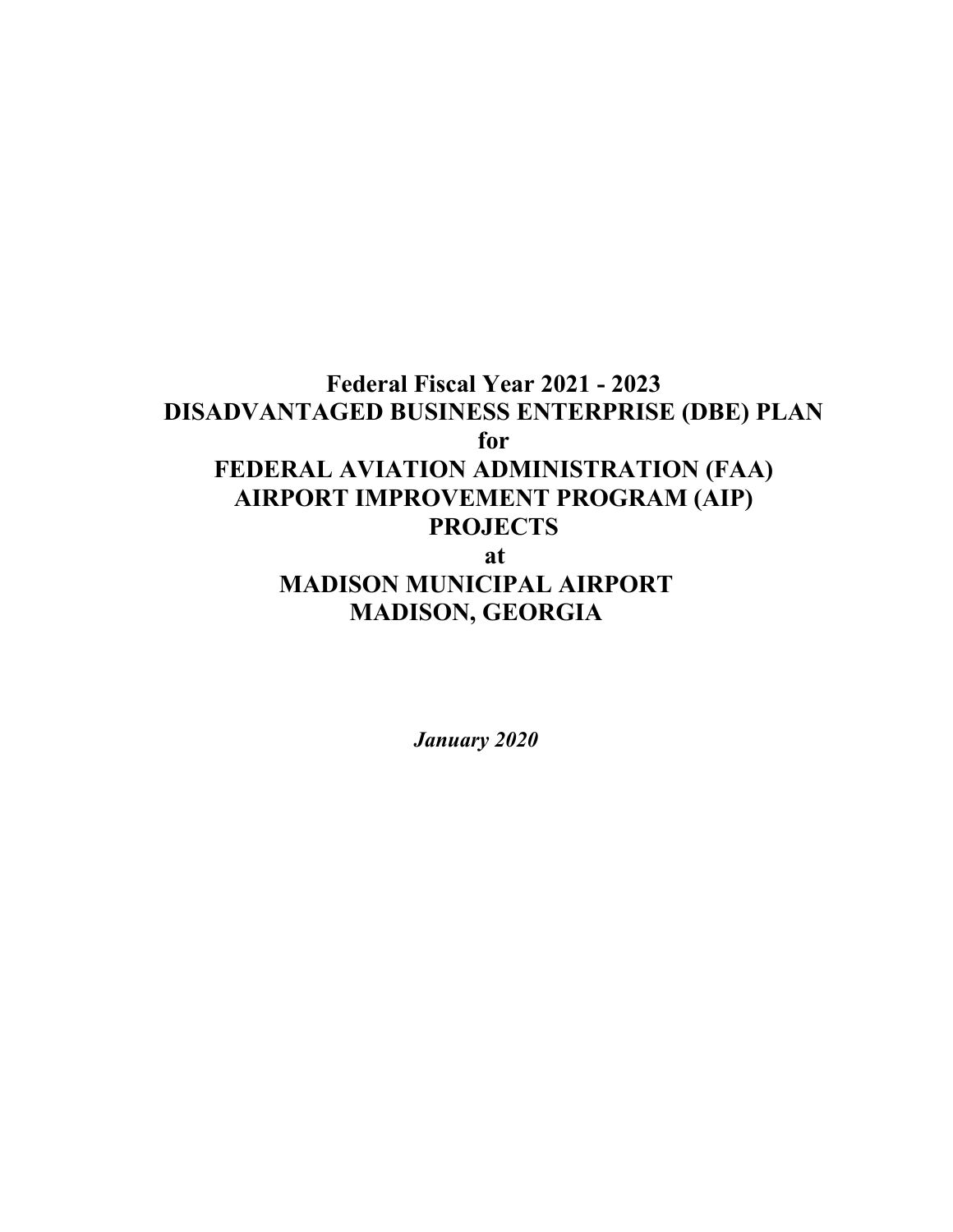# Federal Fiscal Year 2021 - 2023
# DISADVANTAGED BUSINESS ENTERPRISE (DBE) PLAN
# for
# FEDERAL AVIATION ADMINISTRATION (FAA) AIRPORT IMPROVEMENT PROGRAM (AIP) PROJECTS
# at
# MADISON MUNICIPAL AIRPORT MADISON, GEORGIA

***January 2020***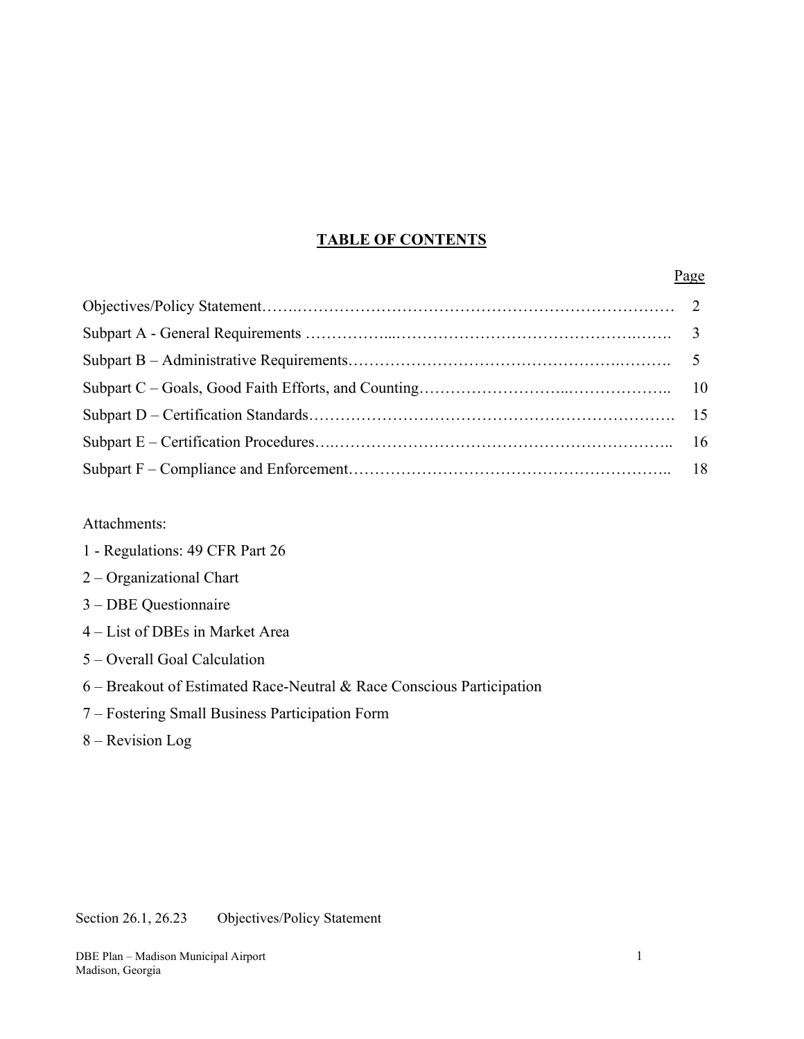# TABLE OF CONTENTS

| | Page |
|---|---|
| Objectives/Policy Statement | 2 |
| Subpart A - General Requirements | 3 |
| Subpart B – Administrative Requirements | 5 |
| Subpart C – Goals, Good Faith Efforts, and Counting | 10 |
| Subpart D – Certification Standards | 15 |
| Subpart E – Certification Procedures | 16 |
| Subpart F – Compliance and Enforcement | 18 |

Attachments:

1 - Regulations: 49 CFR Part 26

2 – Organizational Chart

3 – DBE Questionnaire

4 – List of DBEs in Market Area

5 – Overall Goal Calculation

6 – Breakout of Estimated Race-Neutral & Race Conscious Participation

7 – Fostering Small Business Participation Form

8 – Revision Log

Section 26.1, 26.23 Objectives/Policy Statement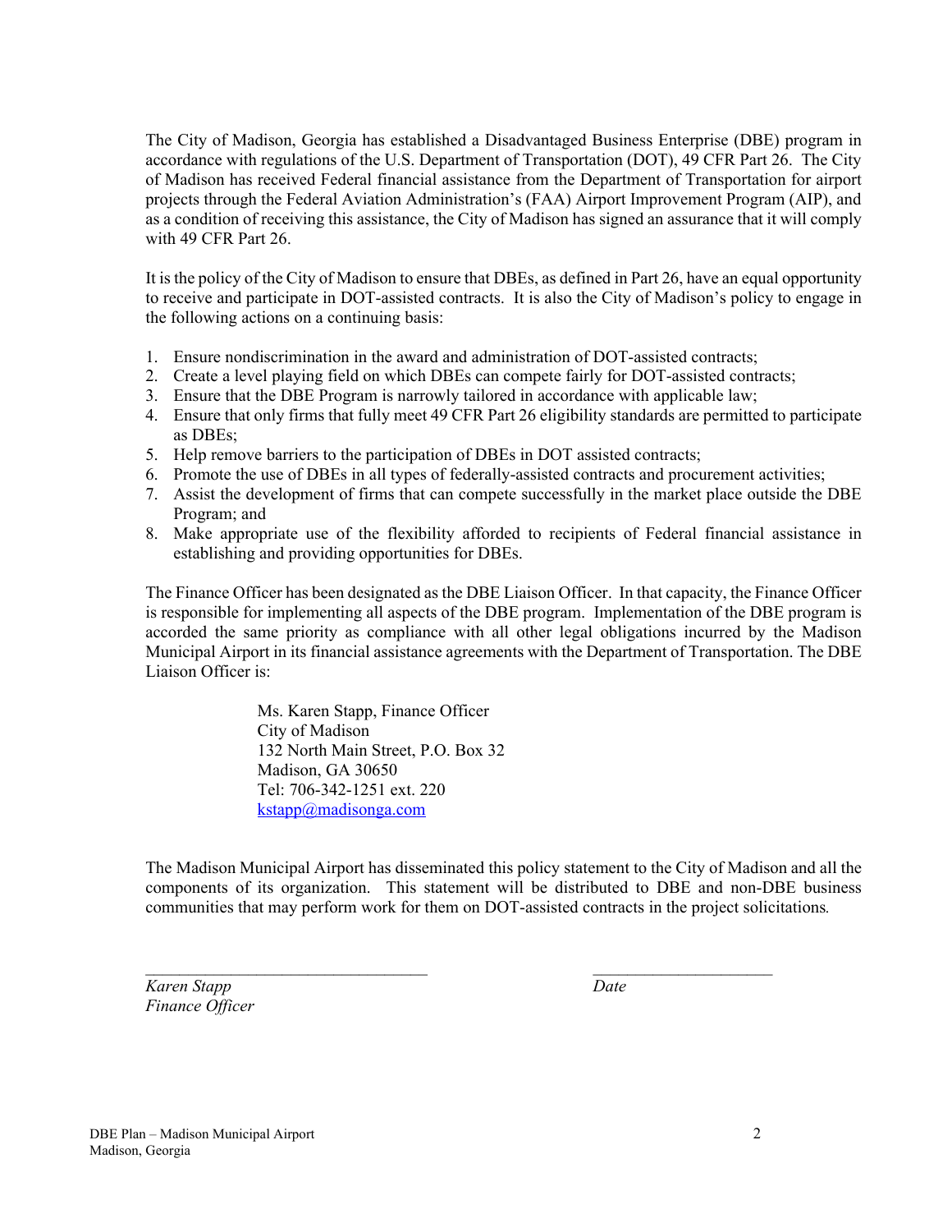The City of Madison, Georgia has established a Disadvantaged Business Enterprise (DBE) program in accordance with regulations of the U.S. Department of Transportation (DOT), 49 CFR Part 26. The City of Madison has received Federal financial assistance from the Department of Transportation for airport projects through the Federal Aviation Administration's (FAA) Airport Improvement Program (AIP), and as a condition of receiving this assistance, the City of Madison has signed an assurance that it will comply with 49 CFR Part 26.

It is the policy of the City of Madison to ensure that DBEs, as defined in Part 26, have an equal opportunity to receive and participate in DOT-assisted contracts. It is also the City of Madison's policy to engage in the following actions on a continuing basis:

1. Ensure nondiscrimination in the award and administration of DOT-assisted contracts;
2. Create a level playing field on which DBEs can compete fairly for DOT-assisted contracts;
3. Ensure that the DBE Program is narrowly tailored in accordance with applicable law;
4. Ensure that only firms that fully meet 49 CFR Part 26 eligibility standards are permitted to participate as DBEs;
5. Help remove barriers to the participation of DBEs in DOT assisted contracts;
6. Promote the use of DBEs in all types of federally-assisted contracts and procurement activities;
7. Assist the development of firms that can compete successfully in the market place outside the DBE Program; and
8. Make appropriate use of the flexibility afforded to recipients of Federal financial assistance in establishing and providing opportunities for DBEs.

The Finance Officer has been designated as the DBE Liaison Officer. In that capacity, the Finance Officer is responsible for implementing all aspects of the DBE program. Implementation of the DBE program is accorded the same priority as compliance with all other legal obligations incurred by the Madison Municipal Airport in its financial assistance agreements with the Department of Transportation. The DBE Liaison Officer is:

Ms. Karen Stapp, Finance Officer
City of Madison
132 North Main Street, P.O. Box 32
Madison, GA 30650
Tel: 706-342-1251 ext. 220
kstapp@madisonga.com

The Madison Municipal Airport has disseminated this policy statement to the City of Madison and all the components of its organization. This statement will be distributed to DBE and non-DBE business communities that may perform work for them on DOT-assisted contracts in the project solicitations.

_________________________________ _____________________

*Karen Stapp* *Date*
*Finance Officer*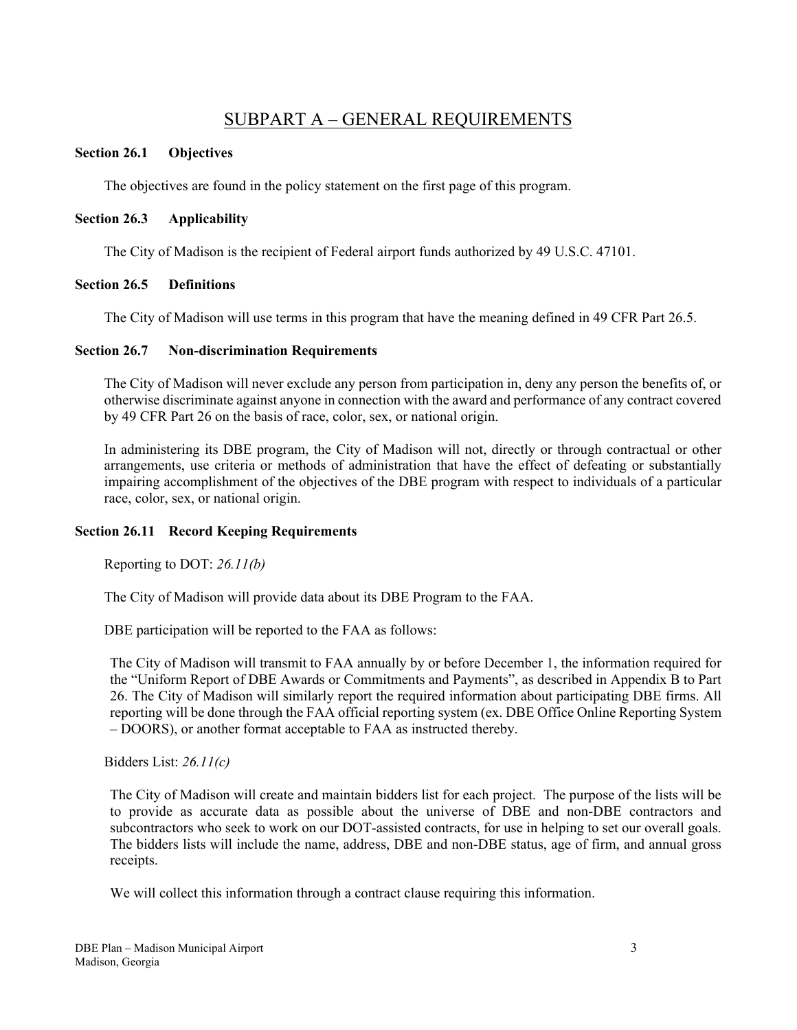## SUBPART A – GENERAL REQUIREMENTS

**Section 26.1 Objectives**

The objectives are found in the policy statement on the first page of this program.

**Section 26.3 Applicability**

The City of Madison is the recipient of Federal airport funds authorized by 49 U.S.C. 47101.

**Section 26.5 Definitions**

The City of Madison will use terms in this program that have the meaning defined in 49 CFR Part 26.5.

**Section 26.7 Non-discrimination Requirements**

The City of Madison will never exclude any person from participation in, deny any person the benefits of, or otherwise discriminate against anyone in connection with the award and performance of any contract covered by 49 CFR Part 26 on the basis of race, color, sex, or national origin.

In administering its DBE program, the City of Madison will not, directly or through contractual or other arrangements, use criteria or methods of administration that have the effect of defeating or substantially impairing accomplishment of the objectives of the DBE program with respect to individuals of a particular race, color, sex, or national origin.

**Section 26.11 Record Keeping Requirements**

Reporting to DOT: *26.11(b)*

The City of Madison will provide data about its DBE Program to the FAA.

DBE participation will be reported to the FAA as follows:

The City of Madison will transmit to FAA annually by or before December 1, the information required for the "Uniform Report of DBE Awards or Commitments and Payments", as described in Appendix B to Part 26. The City of Madison will similarly report the required information about participating DBE firms. All reporting will be done through the FAA official reporting system (ex. DBE Office Online Reporting System – DOORS), or another format acceptable to FAA as instructed thereby.

Bidders List: *26.11(c)*

The City of Madison will create and maintain bidders list for each project. The purpose of the lists will be to provide as accurate data as possible about the universe of DBE and non-DBE contractors and subcontractors who seek to work on our DOT-assisted contracts, for use in helping to set our overall goals. The bidders lists will include the name, address, DBE and non-DBE status, age of firm, and annual gross receipts.

We will collect this information through a contract clause requiring this information.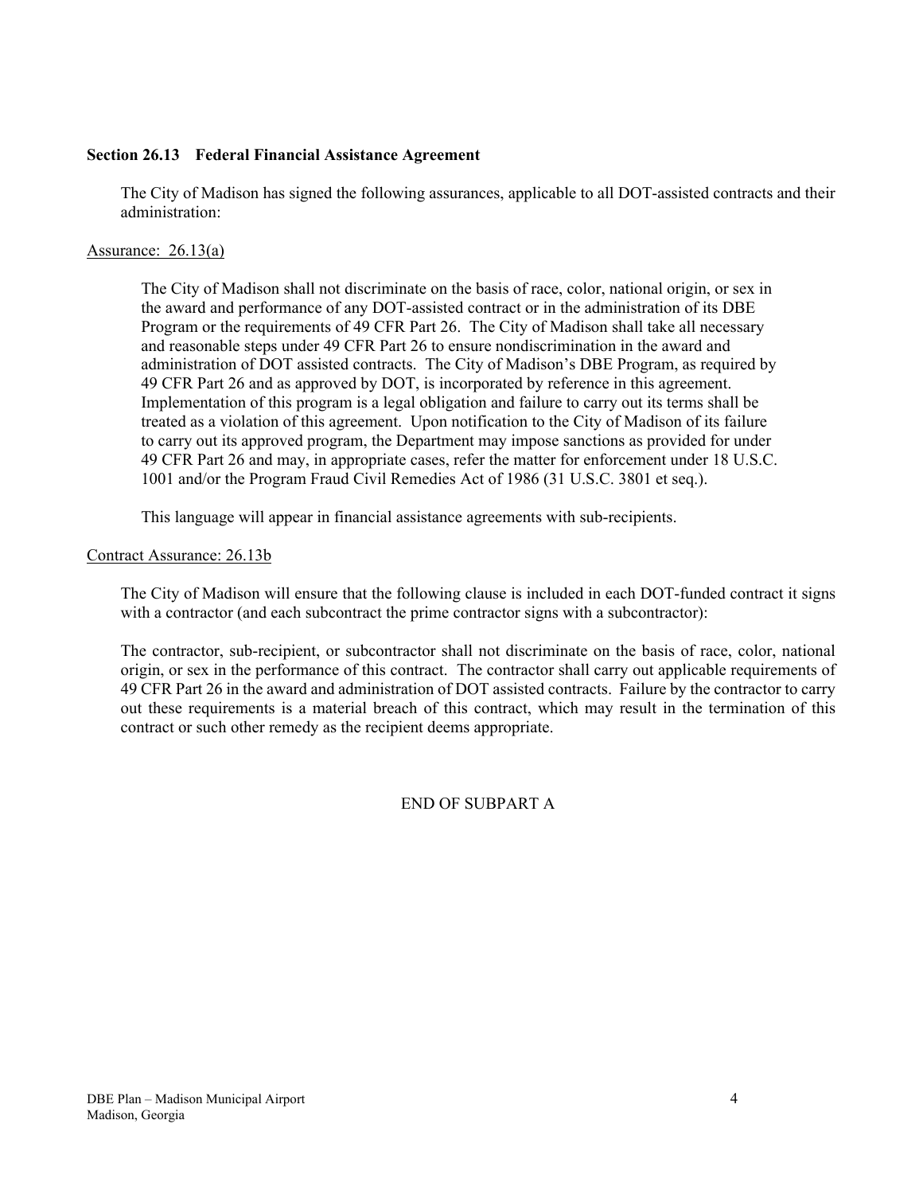**Section 26.13 Federal Financial Assistance Agreement**

The City of Madison has signed the following assurances, applicable to all DOT-assisted contracts and their administration:

Assurance: 26.13(a)

The City of Madison shall not discriminate on the basis of race, color, national origin, or sex in the award and performance of any DOT-assisted contract or in the administration of its DBE Program or the requirements of 49 CFR Part 26. The City of Madison shall take all necessary and reasonable steps under 49 CFR Part 26 to ensure nondiscrimination in the award and administration of DOT assisted contracts. The City of Madison's DBE Program, as required by 49 CFR Part 26 and as approved by DOT, is incorporated by reference in this agreement. Implementation of this program is a legal obligation and failure to carry out its terms shall be treated as a violation of this agreement. Upon notification to the City of Madison of its failure to carry out its approved program, the Department may impose sanctions as provided for under 49 CFR Part 26 and may, in appropriate cases, refer the matter for enforcement under 18 U.S.C. 1001 and/or the Program Fraud Civil Remedies Act of 1986 (31 U.S.C. 3801 et seq.).

This language will appear in financial assistance agreements with sub-recipients.

Contract Assurance: 26.13b

The City of Madison will ensure that the following clause is included in each DOT-funded contract it signs with a contractor (and each subcontract the prime contractor signs with a subcontractor):

The contractor, sub-recipient, or subcontractor shall not discriminate on the basis of race, color, national origin, or sex in the performance of this contract. The contractor shall carry out applicable requirements of 49 CFR Part 26 in the award and administration of DOT assisted contracts. Failure by the contractor to carry out these requirements is a material breach of this contract, which may result in the termination of this contract or such other remedy as the recipient deems appropriate.

END OF SUBPART A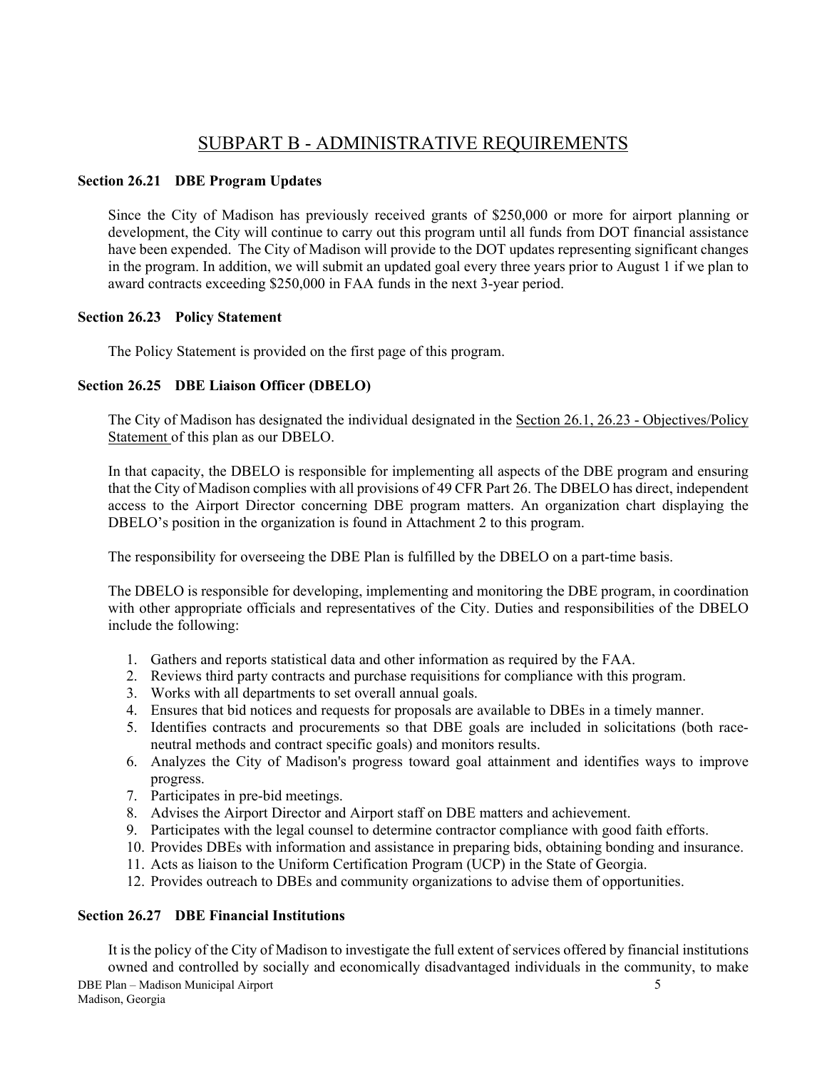## SUBPART B - ADMINISTRATIVE REQUIREMENTS

**Section 26.21 DBE Program Updates**

Since the City of Madison has previously received grants of $250,000 or more for airport planning or development, the City will continue to carry out this program until all funds from DOT financial assistance have been expended. The City of Madison will provide to the DOT updates representing significant changes in the program. In addition, we will submit an updated goal every three years prior to August 1 if we plan to award contracts exceeding $250,000 in FAA funds in the next 3-year period.

**Section 26.23 Policy Statement**

The Policy Statement is provided on the first page of this program.

**Section 26.25 DBE Liaison Officer (DBELO)**

The City of Madison has designated the individual designated in the Section 26.1, 26.23 - Objectives/Policy Statement of this plan as our DBELO.

In that capacity, the DBELO is responsible for implementing all aspects of the DBE program and ensuring that the City of Madison complies with all provisions of 49 CFR Part 26. The DBELO has direct, independent access to the Airport Director concerning DBE program matters. An organization chart displaying the DBELO's position in the organization is found in Attachment 2 to this program.

The responsibility for overseeing the DBE Plan is fulfilled by the DBELO on a part-time basis.

The DBELO is responsible for developing, implementing and monitoring the DBE program, in coordination with other appropriate officials and representatives of the City. Duties and responsibilities of the DBELO include the following:

1. Gathers and reports statistical data and other information as required by the FAA.
2. Reviews third party contracts and purchase requisitions for compliance with this program.
3. Works with all departments to set overall annual goals.
4. Ensures that bid notices and requests for proposals are available to DBEs in a timely manner.
5. Identifies contracts and procurements so that DBE goals are included in solicitations (both race-neutral methods and contract specific goals) and monitors results.
6. Analyzes the City of Madison's progress toward goal attainment and identifies ways to improve progress.
7. Participates in pre-bid meetings.
8. Advises the Airport Director and Airport staff on DBE matters and achievement.
9. Participates with the legal counsel to determine contractor compliance with good faith efforts.
10. Provides DBEs with information and assistance in preparing bids, obtaining bonding and insurance.
11. Acts as liaison to the Uniform Certification Program (UCP) in the State of Georgia.
12. Provides outreach to DBEs and community organizations to advise them of opportunities.

**Section 26.27 DBE Financial Institutions**

It is the policy of the City of Madison to investigate the full extent of services offered by financial institutions owned and controlled by socially and economically disadvantaged individuals in the community, to make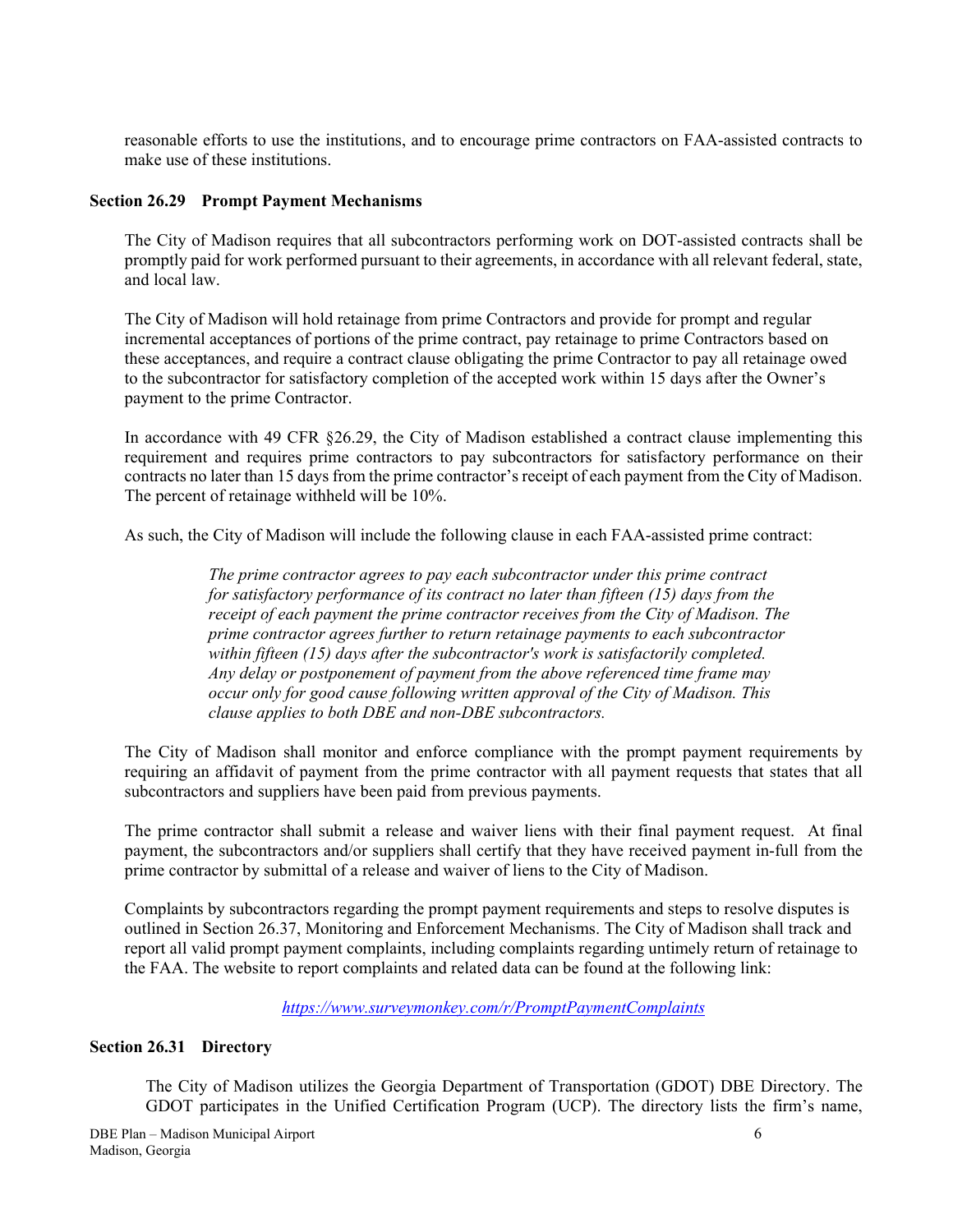reasonable efforts to use the institutions, and to encourage prime contractors on FAA-assisted contracts to make use of these institutions.

**Section 26.29 Prompt Payment Mechanisms**

The City of Madison requires that all subcontractors performing work on DOT-assisted contracts shall be promptly paid for work performed pursuant to their agreements, in accordance with all relevant federal, state, and local law.

The City of Madison will hold retainage from prime Contractors and provide for prompt and regular incremental acceptances of portions of the prime contract, pay retainage to prime Contractors based on these acceptances, and require a contract clause obligating the prime Contractor to pay all retainage owed to the subcontractor for satisfactory completion of the accepted work within 15 days after the Owner's payment to the prime Contractor.

In accordance with 49 CFR §26.29, the City of Madison established a contract clause implementing this requirement and requires prime contractors to pay subcontractors for satisfactory performance on their contracts no later than 15 days from the prime contractor's receipt of each payment from the City of Madison. The percent of retainage withheld will be 10%.

As such, the City of Madison will include the following clause in each FAA-assisted prime contract:

> *The prime contractor agrees to pay each subcontractor under this prime contract for satisfactory performance of its contract no later than fifteen (15) days from the receipt of each payment the prime contractor receives from the City of Madison. The prime contractor agrees further to return retainage payments to each subcontractor within fifteen (15) days after the subcontractor's work is satisfactorily completed. Any delay or postponement of payment from the above referenced time frame may occur only for good cause following written approval of the City of Madison. This clause applies to both DBE and non-DBE subcontractors.*

The City of Madison shall monitor and enforce compliance with the prompt payment requirements by requiring an affidavit of payment from the prime contractor with all payment requests that states that all subcontractors and suppliers have been paid from previous payments.

The prime contractor shall submit a release and waiver liens with their final payment request. At final payment, the subcontractors and/or suppliers shall certify that they have received payment in-full from the prime contractor by submittal of a release and waiver of liens to the City of Madison.

Complaints by subcontractors regarding the prompt payment requirements and steps to resolve disputes is outlined in Section 26.37, Monitoring and Enforcement Mechanisms. The City of Madison shall track and report all valid prompt payment complaints, including complaints regarding untimely return of retainage to the FAA. The website to report complaints and related data can be found at the following link:

*https://www.surveymonkey.com/r/PromptPaymentComplaints*

**Section 26.31 Directory**

The City of Madison utilizes the Georgia Department of Transportation (GDOT) DBE Directory. The GDOT participates in the Unified Certification Program (UCP). The directory lists the firm's name,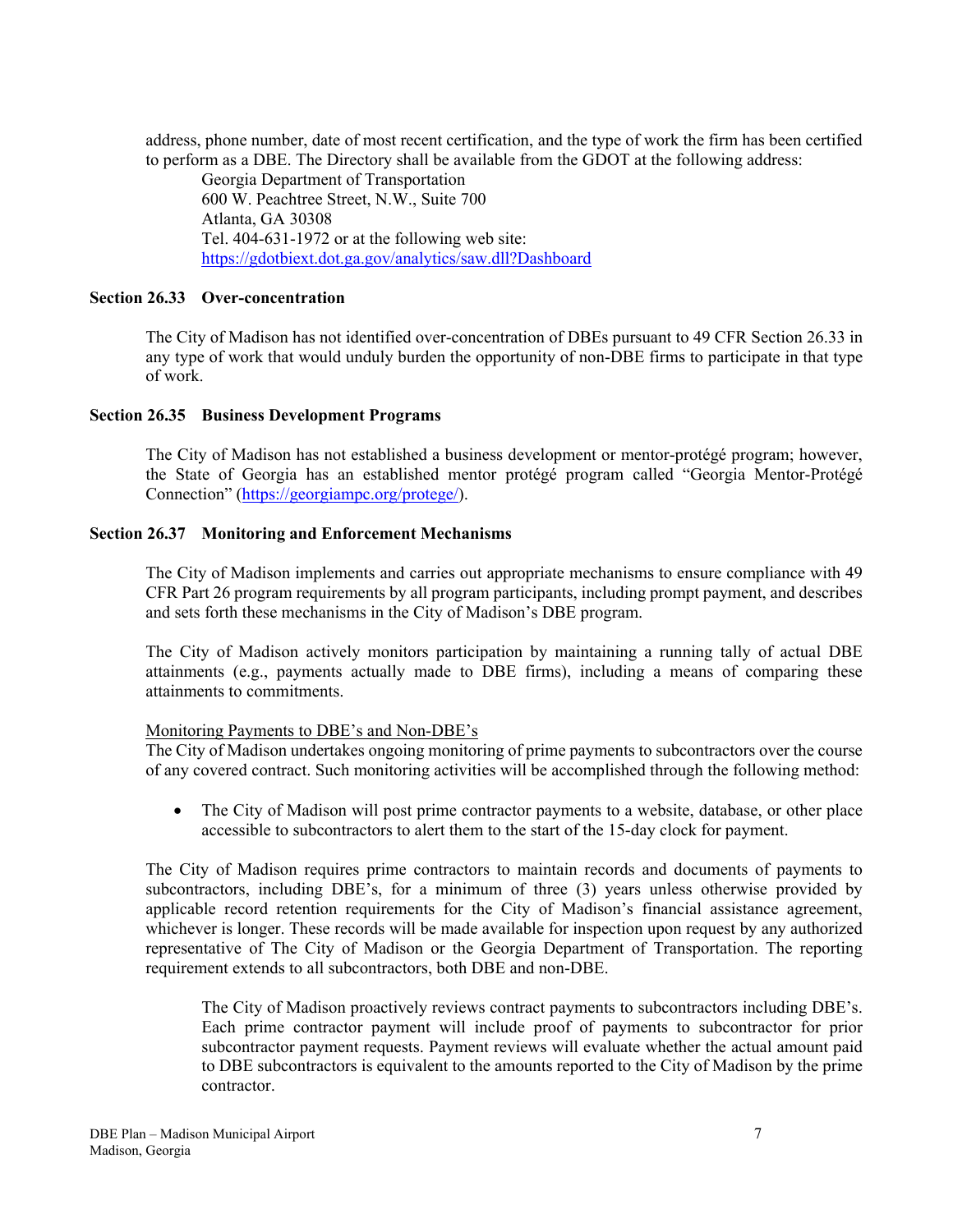address, phone number, date of most recent certification, and the type of work the firm has been certified to perform as a DBE. The Directory shall be available from the GDOT at the following address:

Georgia Department of Transportation
600 W. Peachtree Street, N.W., Suite 700
Atlanta, GA 30308
Tel. 404-631-1972 or at the following web site:
https://gdotbiext.dot.ga.gov/analytics/saw.dll?Dashboard

**Section 26.33 Over-concentration**

The City of Madison has not identified over-concentration of DBEs pursuant to 49 CFR Section 26.33 in any type of work that would unduly burden the opportunity of non-DBE firms to participate in that type of work.

**Section 26.35 Business Development Programs**

The City of Madison has not established a business development or mentor-protégé program; however, the State of Georgia has an established mentor protégé program called "Georgia Mentor-Protégé Connection" (https://georgiampc.org/protege/).

**Section 26.37 Monitoring and Enforcement Mechanisms**

The City of Madison implements and carries out appropriate mechanisms to ensure compliance with 49 CFR Part 26 program requirements by all program participants, including prompt payment, and describes and sets forth these mechanisms in the City of Madison's DBE program.

The City of Madison actively monitors participation by maintaining a running tally of actual DBE attainments (e.g., payments actually made to DBE firms), including a means of comparing these attainments to commitments.

Monitoring Payments to DBE's and Non-DBE's

The City of Madison undertakes ongoing monitoring of prime payments to subcontractors over the course of any covered contract. Such monitoring activities will be accomplished through the following method:

- The City of Madison will post prime contractor payments to a website, database, or other place accessible to subcontractors to alert them to the start of the 15-day clock for payment.

The City of Madison requires prime contractors to maintain records and documents of payments to subcontractors, including DBE's, for a minimum of three (3) years unless otherwise provided by applicable record retention requirements for the City of Madison's financial assistance agreement, whichever is longer. These records will be made available for inspection upon request by any authorized representative of The City of Madison or the Georgia Department of Transportation. The reporting requirement extends to all subcontractors, both DBE and non-DBE.

The City of Madison proactively reviews contract payments to subcontractors including DBE's. Each prime contractor payment will include proof of payments to subcontractor for prior subcontractor payment requests. Payment reviews will evaluate whether the actual amount paid to DBE subcontractors is equivalent to the amounts reported to the City of Madison by the prime contractor.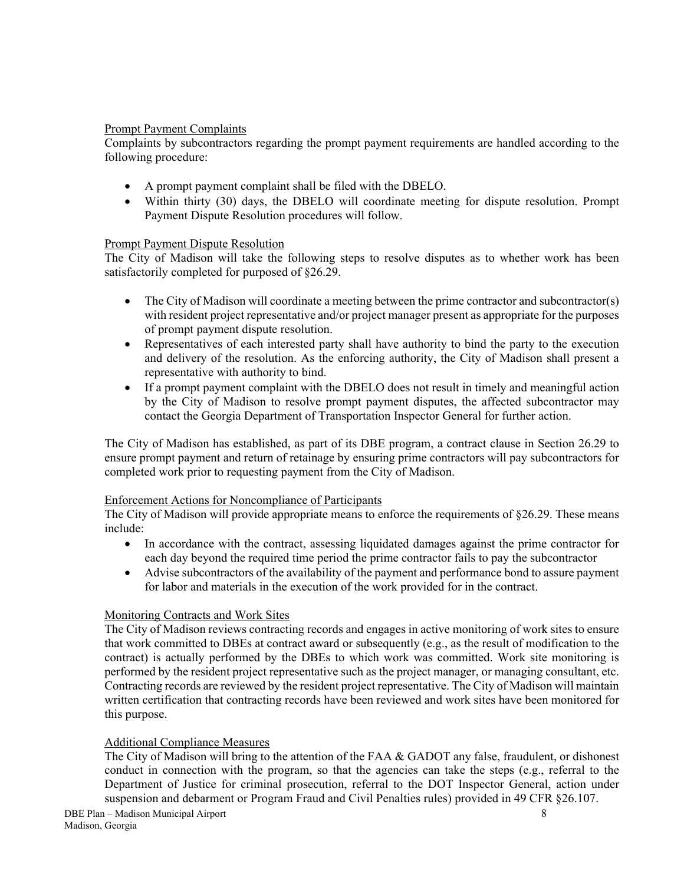### Prompt Payment Complaints

Complaints by subcontractors regarding the prompt payment requirements are handled according to the following procedure:

- A prompt payment complaint shall be filed with the DBELO.
- Within thirty (30) days, the DBELO will coordinate meeting for dispute resolution. Prompt Payment Dispute Resolution procedures will follow.

### Prompt Payment Dispute Resolution

The City of Madison will take the following steps to resolve disputes as to whether work has been satisfactorily completed for purposed of §26.29.

- The City of Madison will coordinate a meeting between the prime contractor and subcontractor(s) with resident project representative and/or project manager present as appropriate for the purposes of prompt payment dispute resolution.
- Representatives of each interested party shall have authority to bind the party to the execution and delivery of the resolution. As the enforcing authority, the City of Madison shall present a representative with authority to bind.
- If a prompt payment complaint with the DBELO does not result in timely and meaningful action by the City of Madison to resolve prompt payment disputes, the affected subcontractor may contact the Georgia Department of Transportation Inspector General for further action.

The City of Madison has established, as part of its DBE program, a contract clause in Section 26.29 to ensure prompt payment and return of retainage by ensuring prime contractors will pay subcontractors for completed work prior to requesting payment from the City of Madison.

### Enforcement Actions for Noncompliance of Participants

The City of Madison will provide appropriate means to enforce the requirements of §26.29. These means include:

- In accordance with the contract, assessing liquidated damages against the prime contractor for each day beyond the required time period the prime contractor fails to pay the subcontractor
- Advise subcontractors of the availability of the payment and performance bond to assure payment for labor and materials in the execution of the work provided for in the contract.

### Monitoring Contracts and Work Sites

The City of Madison reviews contracting records and engages in active monitoring of work sites to ensure that work committed to DBEs at contract award or subsequently (e.g., as the result of modification to the contract) is actually performed by the DBEs to which work was committed. Work site monitoring is performed by the resident project representative such as the project manager, or managing consultant, etc. Contracting records are reviewed by the resident project representative. The City of Madison will maintain written certification that contracting records have been reviewed and work sites have been monitored for this purpose.

### Additional Compliance Measures

The City of Madison will bring to the attention of the FAA & GADOT any false, fraudulent, or dishonest conduct in connection with the program, so that the agencies can take the steps (e.g., referral to the Department of Justice for criminal prosecution, referral to the DOT Inspector General, action under suspension and debarment or Program Fraud and Civil Penalties rules) provided in 49 CFR §26.107.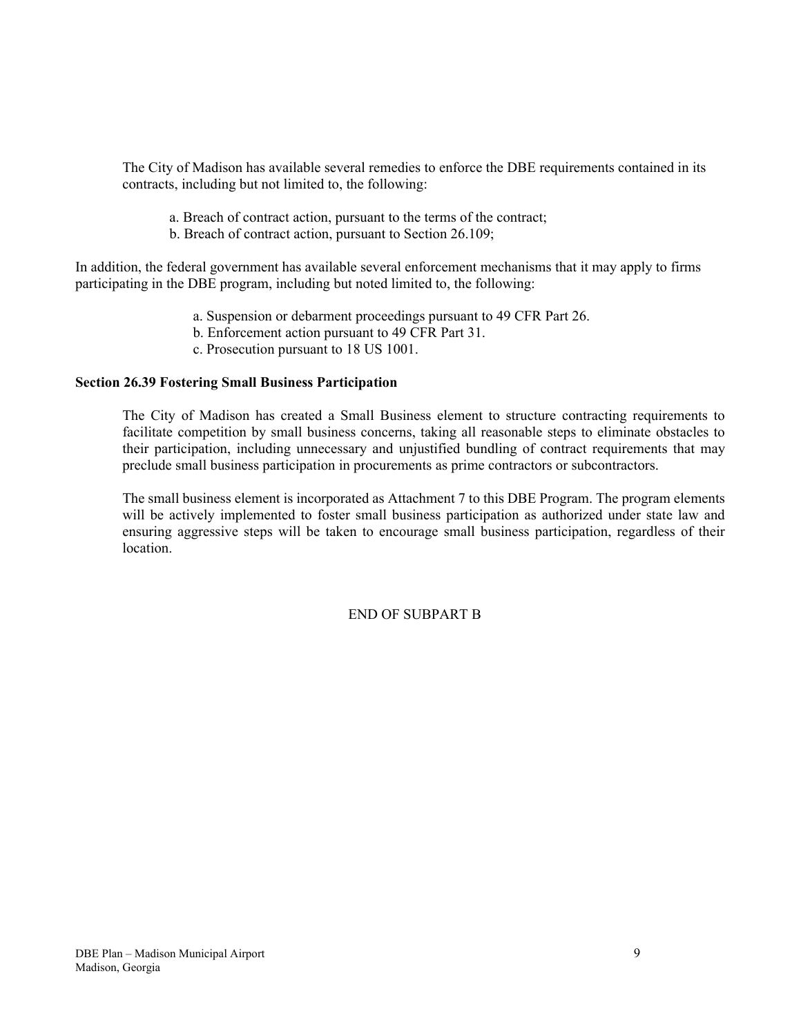The City of Madison has available several remedies to enforce the DBE requirements contained in its contracts, including but not limited to, the following:

a. Breach of contract action, pursuant to the terms of the contract;
b. Breach of contract action, pursuant to Section 26.109;

In addition, the federal government has available several enforcement mechanisms that it may apply to firms participating in the DBE program, including but noted limited to, the following:

a. Suspension or debarment proceedings pursuant to 49 CFR Part 26.
b. Enforcement action pursuant to 49 CFR Part 31.
c. Prosecution pursuant to 18 US 1001.

**Section 26.39 Fostering Small Business Participation**

The City of Madison has created a Small Business element to structure contracting requirements to facilitate competition by small business concerns, taking all reasonable steps to eliminate obstacles to their participation, including unnecessary and unjustified bundling of contract requirements that may preclude small business participation in procurements as prime contractors or subcontractors.

The small business element is incorporated as Attachment 7 to this DBE Program. The program elements will be actively implemented to foster small business participation as authorized under state law and ensuring aggressive steps will be taken to encourage small business participation, regardless of their location.

END OF SUBPART B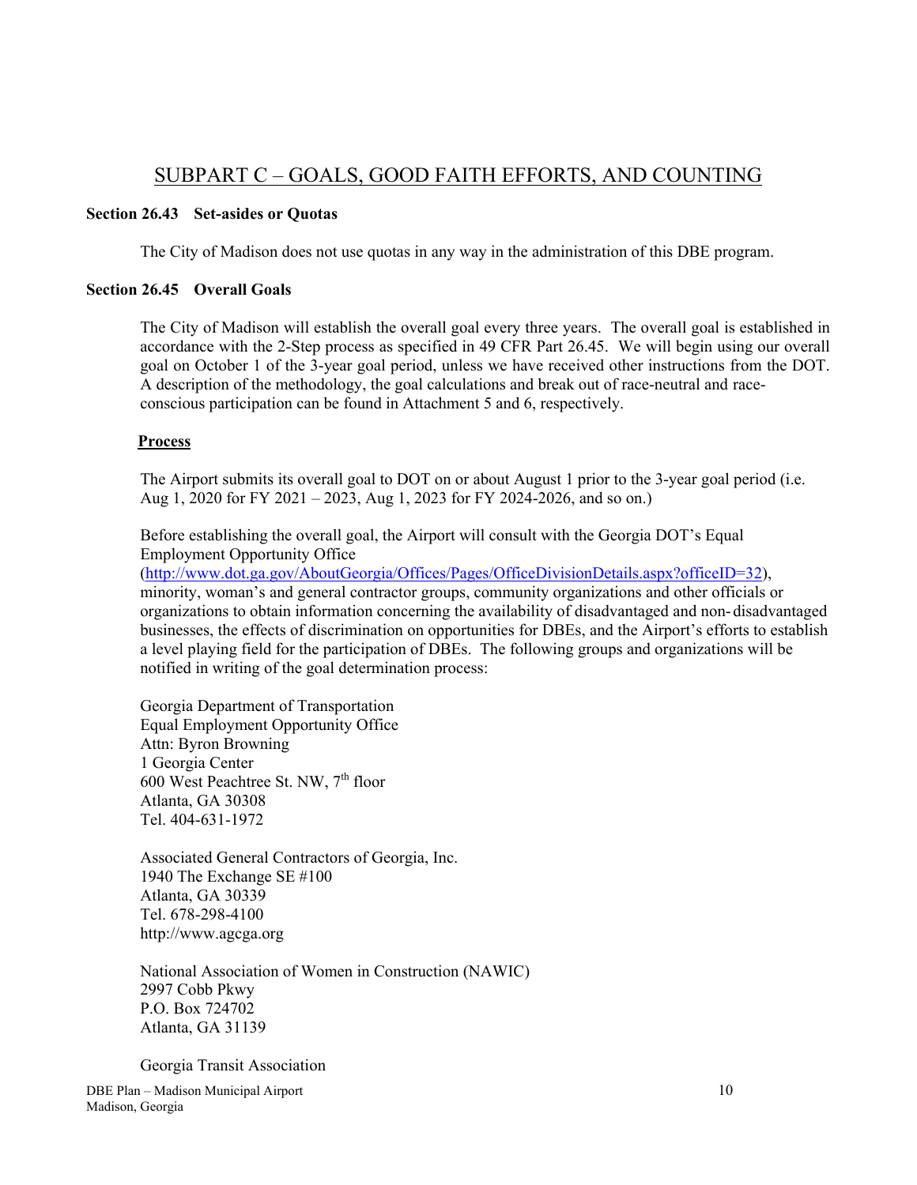## SUBPART C – GOALS, GOOD FAITH EFFORTS, AND COUNTING

**Section 26.43 Set-asides or Quotas**

The City of Madison does not use quotas in any way in the administration of this DBE program.

**Section 26.45 Overall Goals**

The City of Madison will establish the overall goal every three years. The overall goal is established in accordance with the 2-Step process as specified in 49 CFR Part 26.45. We will begin using our overall goal on October 1 of the 3-year goal period, unless we have received other instructions from the DOT. A description of the methodology, the goal calculations and break out of race-neutral and race-conscious participation can be found in Attachment 5 and 6, respectively.

**Process**

The Airport submits its overall goal to DOT on or about August 1 prior to the 3-year goal period (i.e. Aug 1, 2020 for FY 2021 – 2023, Aug 1, 2023 for FY 2024-2026, and so on.)

Before establishing the overall goal, the Airport will consult with the Georgia DOT's Equal Employment Opportunity Office (http://www.dot.ga.gov/AboutGeorgia/Offices/Pages/OfficeDivisionDetails.aspx?officeID=32), minority, woman's and general contractor groups, community organizations and other officials or organizations to obtain information concerning the availability of disadvantaged and non-disadvantaged businesses, the effects of discrimination on opportunities for DBEs, and the Airport's efforts to establish a level playing field for the participation of DBEs. The following groups and organizations will be notified in writing of the goal determination process:

Georgia Department of Transportation
Equal Employment Opportunity Office
Attn: Byron Browning
1 Georgia Center
600 West Peachtree St. NW, 7th floor
Atlanta, GA 30308
Tel. 404-631-1972

Associated General Contractors of Georgia, Inc.
1940 The Exchange SE #100
Atlanta, GA 30339
Tel. 678-298-4100
http://www.agcga.org

National Association of Women in Construction (NAWIC)
2997 Cobb Pkwy
P.O. Box 724702
Atlanta, GA 31139

Georgia Transit Association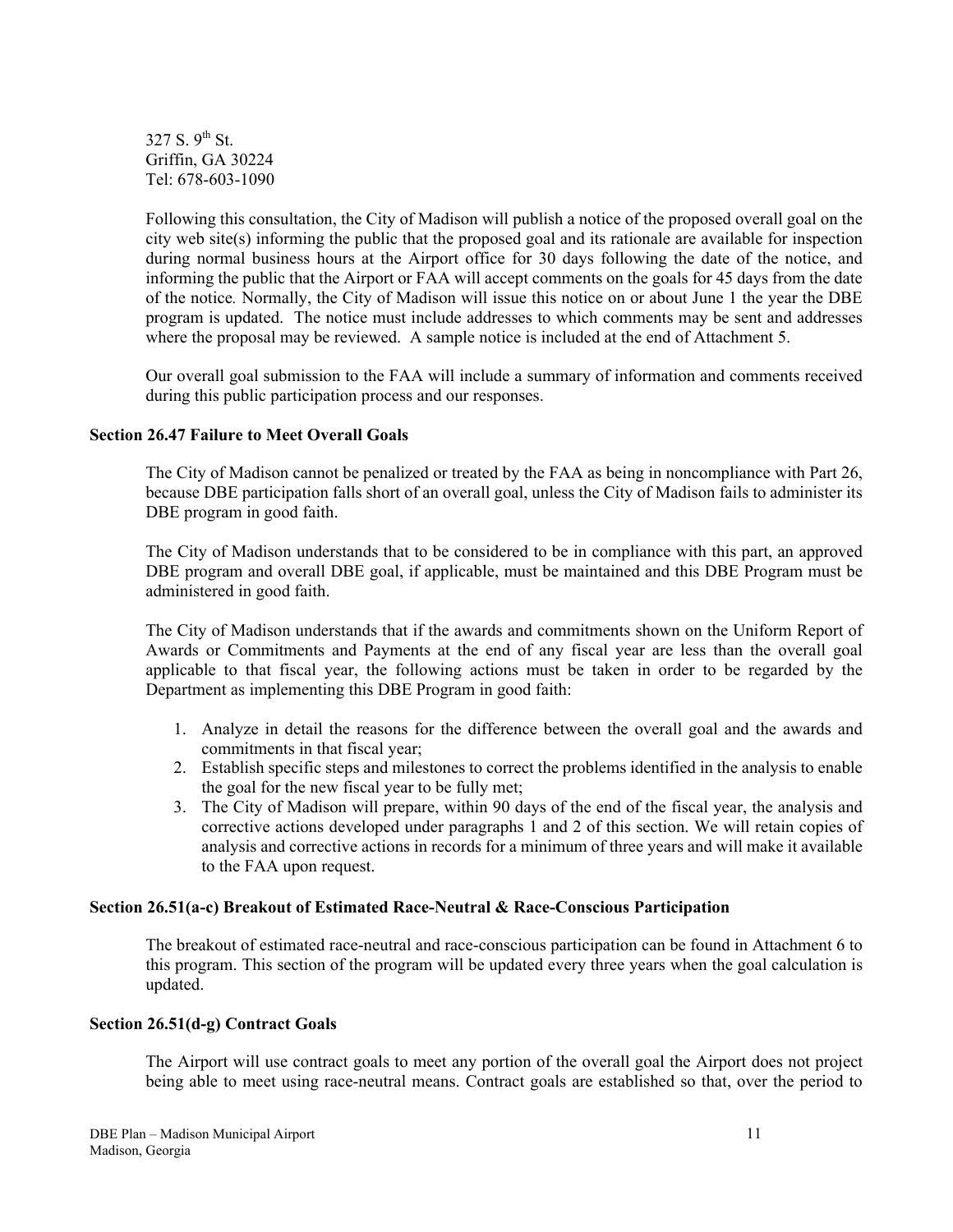327 S. 9th St.
Griffin, GA 30224
Tel: 678-603-1090

Following this consultation, the City of Madison will publish a notice of the proposed overall goal on the city web site(s) informing the public that the proposed goal and its rationale are available for inspection during normal business hours at the Airport office for 30 days following the date of the notice, and informing the public that the Airport or FAA will accept comments on the goals for 45 days from the date of the notice. Normally, the City of Madison will issue this notice on or about June 1 the year the DBE program is updated. The notice must include addresses to which comments may be sent and addresses where the proposal may be reviewed. A sample notice is included at the end of Attachment 5.

Our overall goal submission to the FAA will include a summary of information and comments received during this public participation process and our responses.

**Section 26.47 Failure to Meet Overall Goals**

The City of Madison cannot be penalized or treated by the FAA as being in noncompliance with Part 26, because DBE participation falls short of an overall goal, unless the City of Madison fails to administer its DBE program in good faith.

The City of Madison understands that to be considered to be in compliance with this part, an approved DBE program and overall DBE goal, if applicable, must be maintained and this DBE Program must be administered in good faith.

The City of Madison understands that if the awards and commitments shown on the Uniform Report of Awards or Commitments and Payments at the end of any fiscal year are less than the overall goal applicable to that fiscal year, the following actions must be taken in order to be regarded by the Department as implementing this DBE Program in good faith:

1. Analyze in detail the reasons for the difference between the overall goal and the awards and commitments in that fiscal year;
2. Establish specific steps and milestones to correct the problems identified in the analysis to enable the goal for the new fiscal year to be fully met;
3. The City of Madison will prepare, within 90 days of the end of the fiscal year, the analysis and corrective actions developed under paragraphs 1 and 2 of this section. We will retain copies of analysis and corrective actions in records for a minimum of three years and will make it available to the FAA upon request.

**Section 26.51(a-c) Breakout of Estimated Race-Neutral & Race-Conscious Participation**

The breakout of estimated race-neutral and race-conscious participation can be found in Attachment 6 to this program. This section of the program will be updated every three years when the goal calculation is updated.

**Section 26.51(d-g) Contract Goals**

The Airport will use contract goals to meet any portion of the overall goal the Airport does not project being able to meet using race-neutral means. Contract goals are established so that, over the period to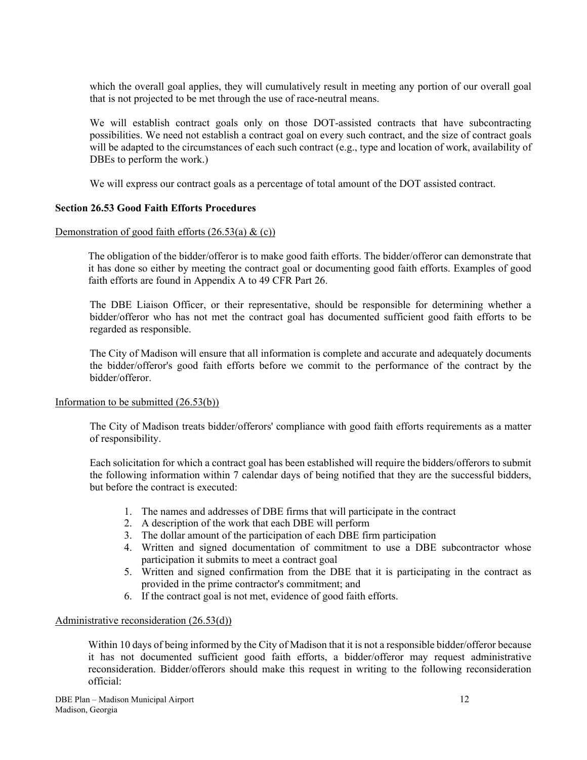which the overall goal applies, they will cumulatively result in meeting any portion of our overall goal that is not projected to be met through the use of race-neutral means.

We will establish contract goals only on those DOT-assisted contracts that have subcontracting possibilities. We need not establish a contract goal on every such contract, and the size of contract goals will be adapted to the circumstances of each such contract (e.g., type and location of work, availability of DBEs to perform the work.)

We will express our contract goals as a percentage of total amount of the DOT assisted contract.

**Section 26.53 Good Faith Efforts Procedures**

Demonstration of good faith efforts (26.53(a) & (c))

The obligation of the bidder/offeror is to make good faith efforts. The bidder/offeror can demonstrate that it has done so either by meeting the contract goal or documenting good faith efforts. Examples of good faith efforts are found in Appendix A to 49 CFR Part 26.

The DBE Liaison Officer, or their representative, should be responsible for determining whether a bidder/offeror who has not met the contract goal has documented sufficient good faith efforts to be regarded as responsible.

The City of Madison will ensure that all information is complete and accurate and adequately documents the bidder/offeror's good faith efforts before we commit to the performance of the contract by the bidder/offeror.

Information to be submitted (26.53(b))

The City of Madison treats bidder/offerors' compliance with good faith efforts requirements as a matter of responsibility.

Each solicitation for which a contract goal has been established will require the bidders/offerors to submit the following information within 7 calendar days of being notified that they are the successful bidders, but before the contract is executed:

1. The names and addresses of DBE firms that will participate in the contract
2. A description of the work that each DBE will perform
3. The dollar amount of the participation of each DBE firm participation
4. Written and signed documentation of commitment to use a DBE subcontractor whose participation it submits to meet a contract goal
5. Written and signed confirmation from the DBE that it is participating in the contract as provided in the prime contractor's commitment; and
6. If the contract goal is not met, evidence of good faith efforts.

Administrative reconsideration (26.53(d))

Within 10 days of being informed by the City of Madison that it is not a responsible bidder/offeror because it has not documented sufficient good faith efforts, a bidder/offeror may request administrative reconsideration. Bidder/offerors should make this request in writing to the following reconsideration official: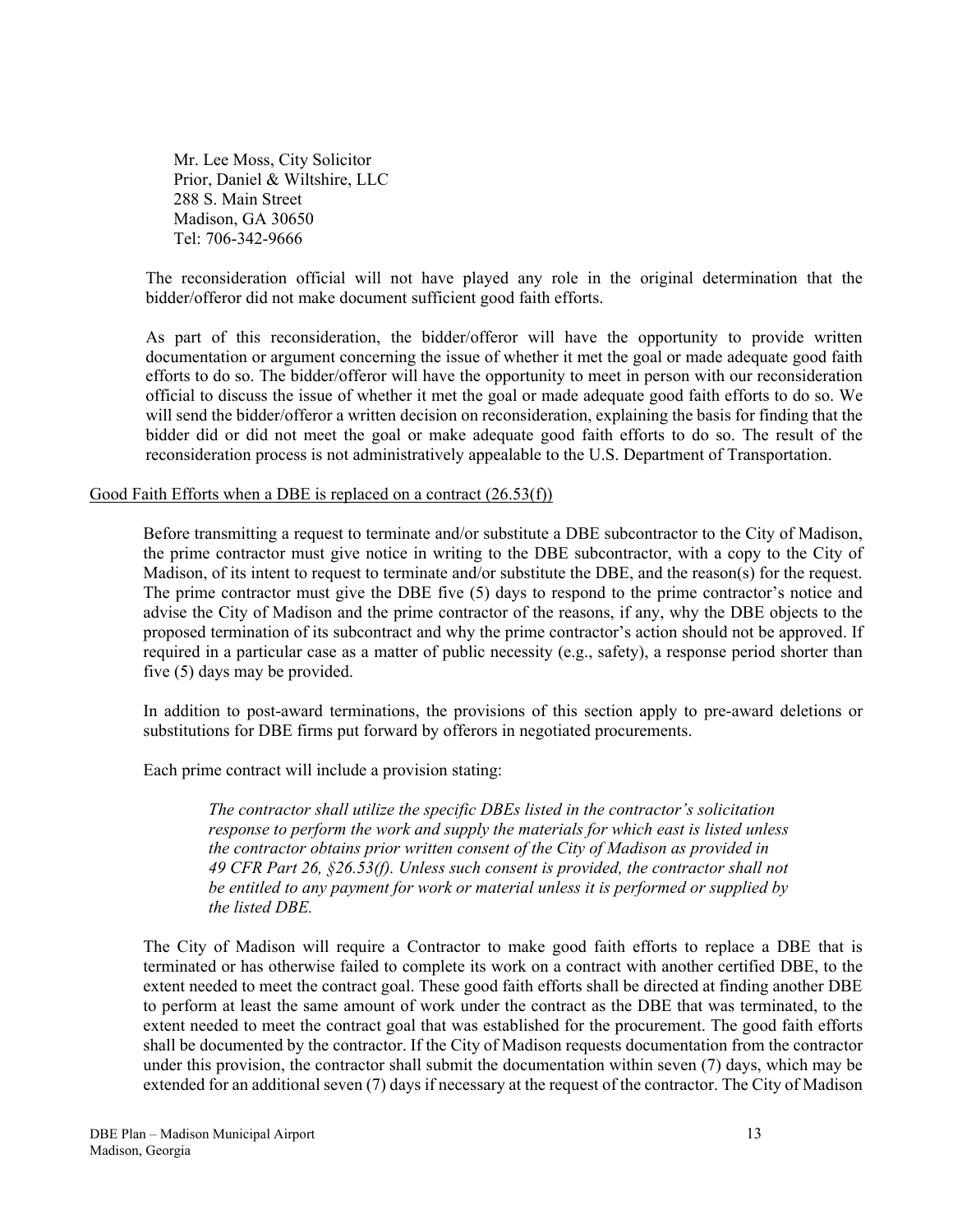Mr. Lee Moss, City Solicitor
Prior, Daniel & Wiltshire, LLC
288 S. Main Street
Madison, GA 30650
Tel: 706-342-9666

The reconsideration official will not have played any role in the original determination that the bidder/offeror did not make document sufficient good faith efforts.

As part of this reconsideration, the bidder/offeror will have the opportunity to provide written documentation or argument concerning the issue of whether it met the goal or made adequate good faith efforts to do so. The bidder/offeror will have the opportunity to meet in person with our reconsideration official to discuss the issue of whether it met the goal or made adequate good faith efforts to do so. We will send the bidder/offeror a written decision on reconsideration, explaining the basis for finding that the bidder did or did not meet the goal or make adequate good faith efforts to do so. The result of the reconsideration process is not administratively appealable to the U.S. Department of Transportation.

Good Faith Efforts when a DBE is replaced on a contract (26.53(f))

Before transmitting a request to terminate and/or substitute a DBE subcontractor to the City of Madison, the prime contractor must give notice in writing to the DBE subcontractor, with a copy to the City of Madison, of its intent to request to terminate and/or substitute the DBE, and the reason(s) for the request. The prime contractor must give the DBE five (5) days to respond to the prime contractor's notice and advise the City of Madison and the prime contractor of the reasons, if any, why the DBE objects to the proposed termination of its subcontract and why the prime contractor's action should not be approved. If required in a particular case as a matter of public necessity (e.g., safety), a response period shorter than five (5) days may be provided.

In addition to post-award terminations, the provisions of this section apply to pre-award deletions or substitutions for DBE firms put forward by offerors in negotiated procurements.

Each prime contract will include a provision stating:

> *The contractor shall utilize the specific DBEs listed in the contractor's solicitation response to perform the work and supply the materials for which east is listed unless the contractor obtains prior written consent of the City of Madison as provided in 49 CFR Part 26, §26.53(f). Unless such consent is provided, the contractor shall not be entitled to any payment for work or material unless it is performed or supplied by the listed DBE.*

The City of Madison will require a Contractor to make good faith efforts to replace a DBE that is terminated or has otherwise failed to complete its work on a contract with another certified DBE, to the extent needed to meet the contract goal. These good faith efforts shall be directed at finding another DBE to perform at least the same amount of work under the contract as the DBE that was terminated, to the extent needed to meet the contract goal that was established for the procurement. The good faith efforts shall be documented by the contractor. If the City of Madison requests documentation from the contractor under this provision, the contractor shall submit the documentation within seven (7) days, which may be extended for an additional seven (7) days if necessary at the request of the contractor. The City of Madison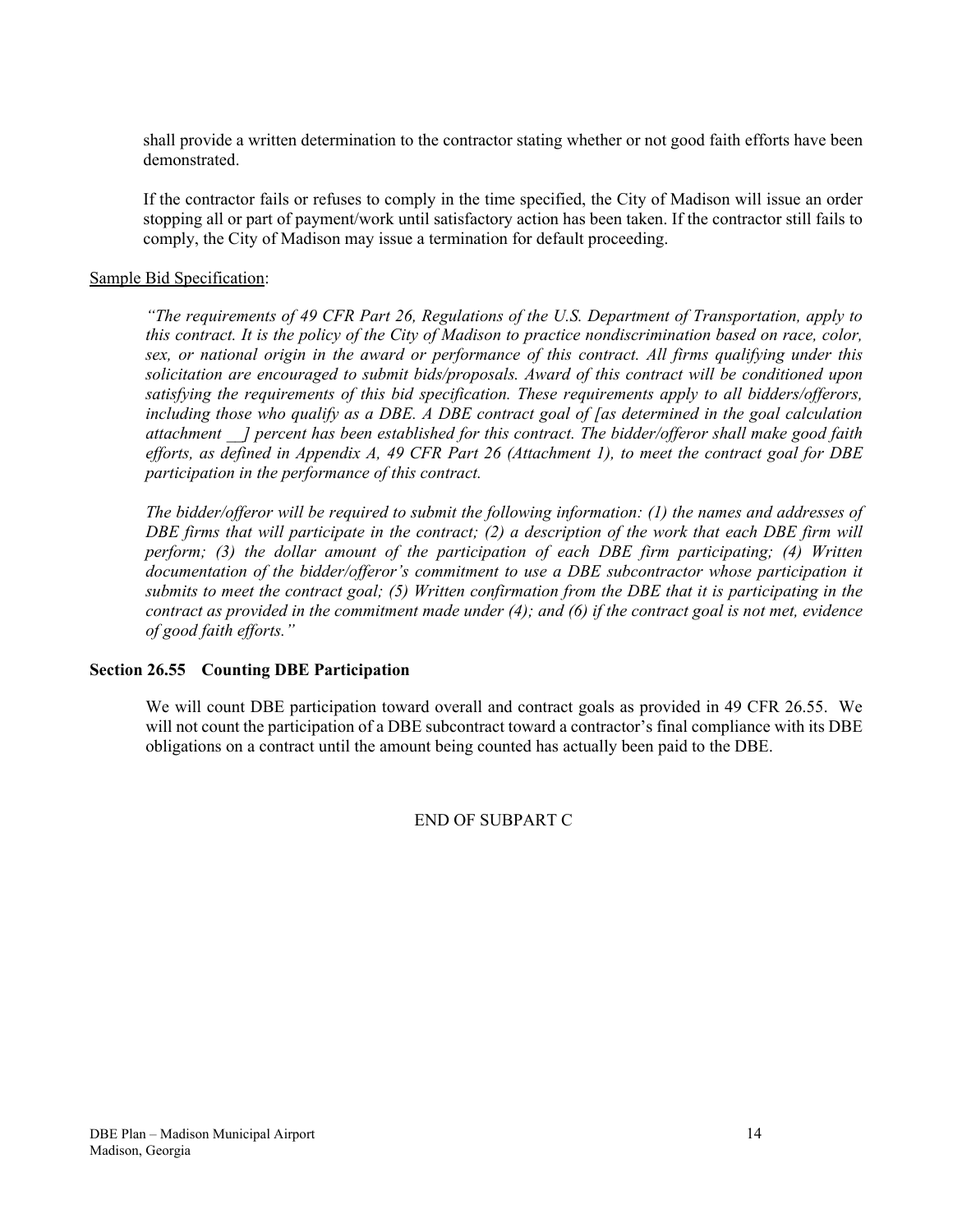shall provide a written determination to the contractor stating whether or not good faith efforts have been demonstrated.

If the contractor fails or refuses to comply in the time specified, the City of Madison will issue an order stopping all or part of payment/work until satisfactory action has been taken. If the contractor still fails to comply, the City of Madison may issue a termination for default proceeding.

Sample Bid Specification:

*"The requirements of 49 CFR Part 26, Regulations of the U.S. Department of Transportation, apply to this contract. It is the policy of the City of Madison to practice nondiscrimination based on race, color, sex, or national origin in the award or performance of this contract. All firms qualifying under this solicitation are encouraged to submit bids/proposals. Award of this contract will be conditioned upon satisfying the requirements of this bid specification. These requirements apply to all bidders/offerors, including those who qualify as a DBE. A DBE contract goal of [as determined in the goal calculation attachment __] percent has been established for this contract. The bidder/offeror shall make good faith efforts, as defined in Appendix A, 49 CFR Part 26 (Attachment 1), to meet the contract goal for DBE participation in the performance of this contract.*

*The bidder/offeror will be required to submit the following information: (1) the names and addresses of DBE firms that will participate in the contract; (2) a description of the work that each DBE firm will perform; (3) the dollar amount of the participation of each DBE firm participating; (4) Written documentation of the bidder/offeror's commitment to use a DBE subcontractor whose participation it submits to meet the contract goal; (5) Written confirmation from the DBE that it is participating in the contract as provided in the commitment made under (4); and (6) if the contract goal is not met, evidence of good faith efforts."*

**Section 26.55 Counting DBE Participation**

We will count DBE participation toward overall and contract goals as provided in 49 CFR 26.55. We will not count the participation of a DBE subcontract toward a contractor's final compliance with its DBE obligations on a contract until the amount being counted has actually been paid to the DBE.

END OF SUBPART C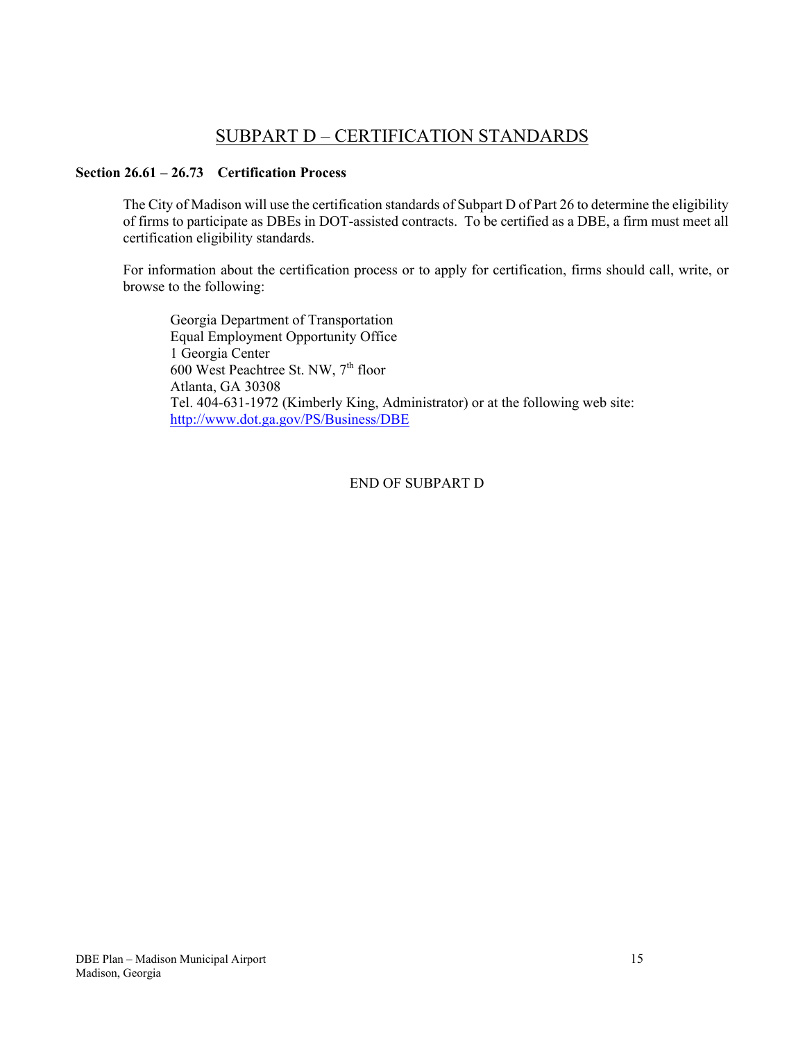# SUBPART D – CERTIFICATION STANDARDS

**Section 26.61 – 26.73 Certification Process**

The City of Madison will use the certification standards of Subpart D of Part 26 to determine the eligibility of firms to participate as DBEs in DOT-assisted contracts. To be certified as a DBE, a firm must meet all certification eligibility standards.

For information about the certification process or to apply for certification, firms should call, write, or browse to the following:

Georgia Department of Transportation
Equal Employment Opportunity Office
1 Georgia Center
600 West Peachtree St. NW, 7th floor
Atlanta, GA 30308
Tel. 404-631-1972 (Kimberly King, Administrator) or at the following web site:
http://www.dot.ga.gov/PS/Business/DBE

END OF SUBPART D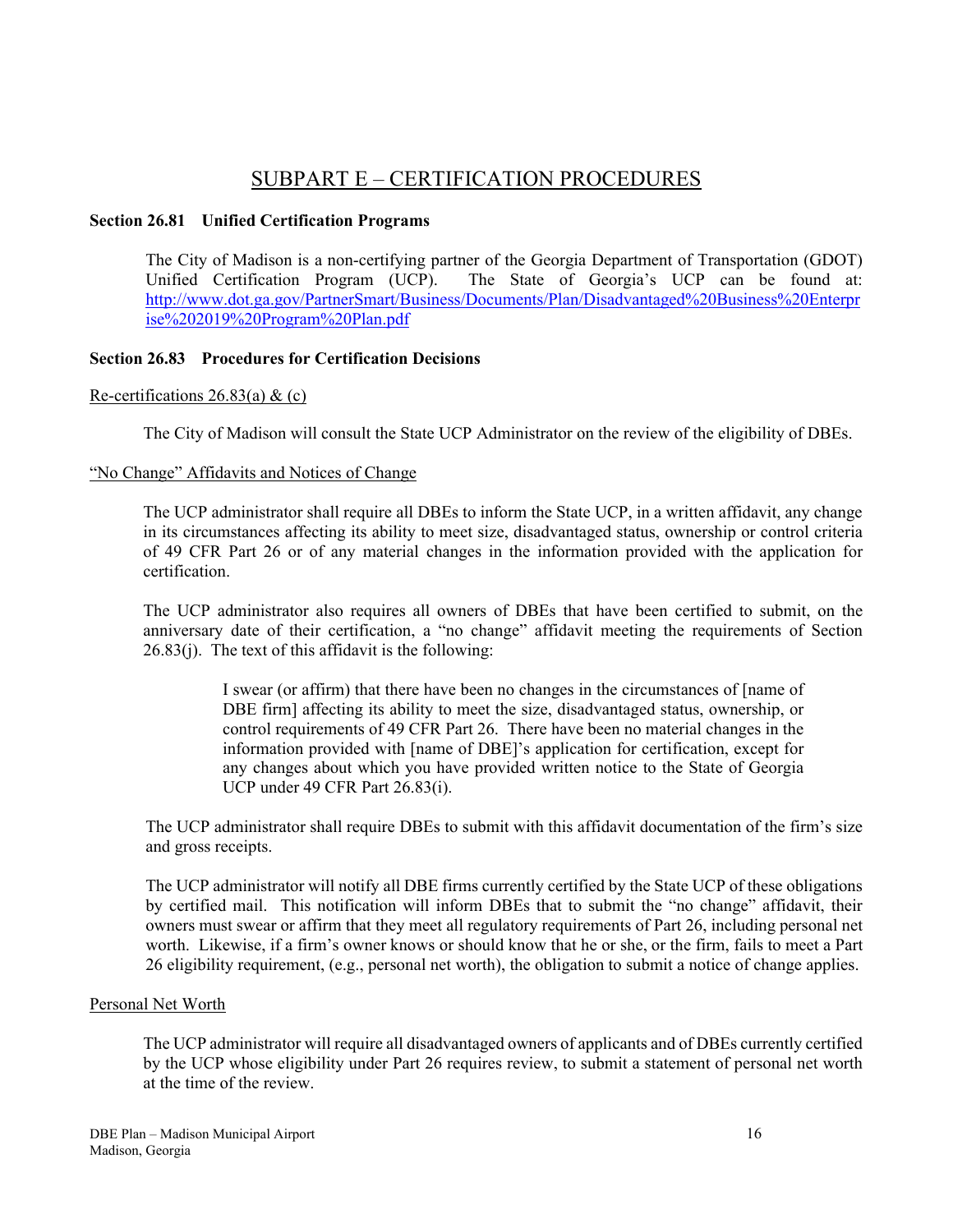## SUBPART E – CERTIFICATION PROCEDURES

**Section 26.81 Unified Certification Programs**

The City of Madison is a non-certifying partner of the Georgia Department of Transportation (GDOT) Unified Certification Program (UCP). The State of Georgia's UCP can be found at: http://www.dot.ga.gov/PartnerSmart/Business/Documents/Plan/Disadvantaged%20Business%20Enterprise%202019%20Program%20Plan.pdf

**Section 26.83 Procedures for Certification Decisions**

Re-certifications 26.83(a) & (c)

The City of Madison will consult the State UCP Administrator on the review of the eligibility of DBEs.

"No Change" Affidavits and Notices of Change

The UCP administrator shall require all DBEs to inform the State UCP, in a written affidavit, any change in its circumstances affecting its ability to meet size, disadvantaged status, ownership or control criteria of 49 CFR Part 26 or of any material changes in the information provided with the application for certification.

The UCP administrator also requires all owners of DBEs that have been certified to submit, on the anniversary date of their certification, a "no change" affidavit meeting the requirements of Section 26.83(j). The text of this affidavit is the following:

> I swear (or affirm) that there have been no changes in the circumstances of [name of DBE firm] affecting its ability to meet the size, disadvantaged status, ownership, or control requirements of 49 CFR Part 26. There have been no material changes in the information provided with [name of DBE]'s application for certification, except for any changes about which you have provided written notice to the State of Georgia UCP under 49 CFR Part 26.83(i).

The UCP administrator shall require DBEs to submit with this affidavit documentation of the firm's size and gross receipts.

The UCP administrator will notify all DBE firms currently certified by the State UCP of these obligations by certified mail. This notification will inform DBEs that to submit the "no change" affidavit, their owners must swear or affirm that they meet all regulatory requirements of Part 26, including personal net worth. Likewise, if a firm's owner knows or should know that he or she, or the firm, fails to meet a Part 26 eligibility requirement, (e.g., personal net worth), the obligation to submit a notice of change applies.

Personal Net Worth

The UCP administrator will require all disadvantaged owners of applicants and of DBEs currently certified by the UCP whose eligibility under Part 26 requires review, to submit a statement of personal net worth at the time of the review.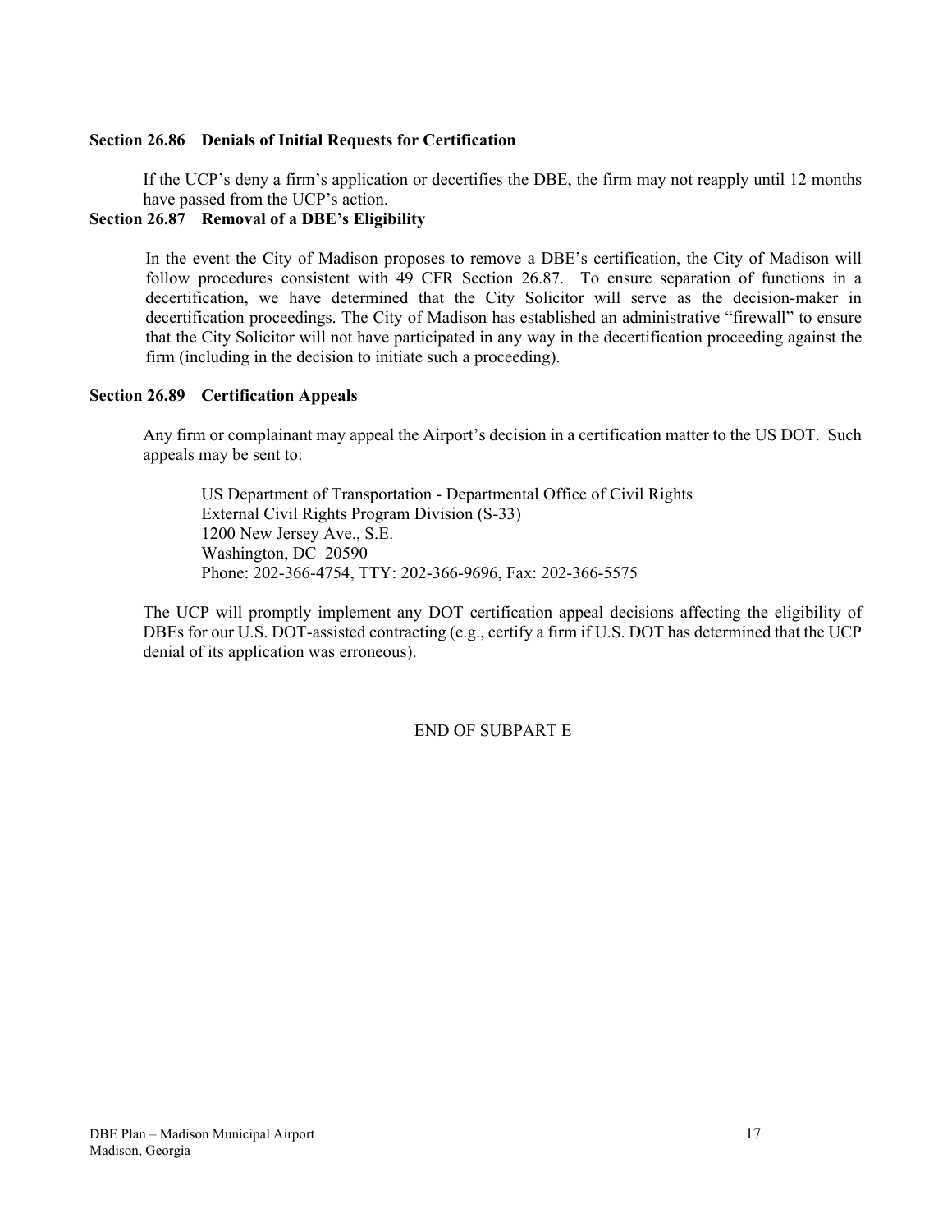### Section 26.86 Denials of Initial Requests for Certification

If the UCP's deny a firm's application or decertifies the DBE, the firm may not reapply until 12 months have passed from the UCP's action.

### Section 26.87 Removal of a DBE's Eligibility

In the event the City of Madison proposes to remove a DBE's certification, the City of Madison will follow procedures consistent with 49 CFR Section 26.87. To ensure separation of functions in a decertification, we have determined that the City Solicitor will serve as the decision-maker in decertification proceedings. The City of Madison has established an administrative "firewall" to ensure that the City Solicitor will not have participated in any way in the decertification proceeding against the firm (including in the decision to initiate such a proceeding).

### Section 26.89 Certification Appeals

Any firm or complainant may appeal the Airport's decision in a certification matter to the US DOT. Such appeals may be sent to:

US Department of Transportation - Departmental Office of Civil Rights
External Civil Rights Program Division (S-33)
1200 New Jersey Ave., S.E.
Washington, DC 20590
Phone: 202-366-4754, TTY: 202-366-9696, Fax: 202-366-5575

The UCP will promptly implement any DOT certification appeal decisions affecting the eligibility of DBEs for our U.S. DOT-assisted contracting (e.g., certify a firm if U.S. DOT has determined that the UCP denial of its application was erroneous).

END OF SUBPART E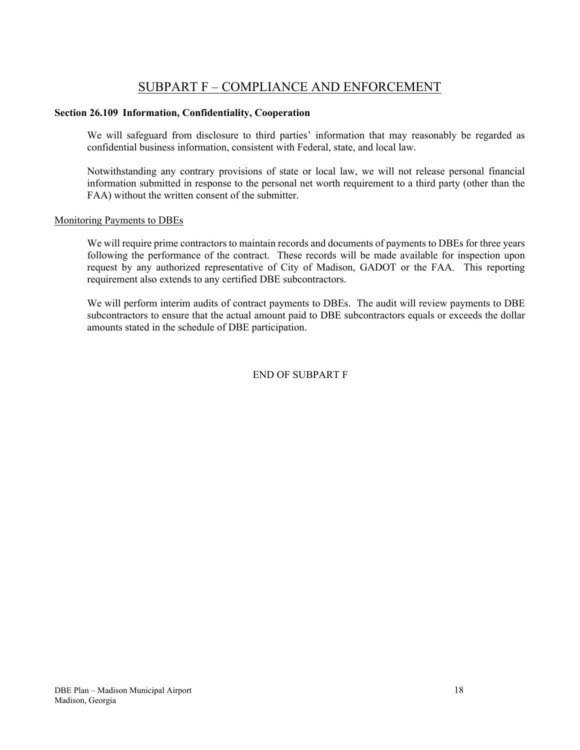# SUBPART F – COMPLIANCE AND ENFORCEMENT

**Section 26.109 Information, Confidentiality, Cooperation**

We will safeguard from disclosure to third parties' information that may reasonably be regarded as confidential business information, consistent with Federal, state, and local law.

Notwithstanding any contrary provisions of state or local law, we will not release personal financial information submitted in response to the personal net worth requirement to a third party (other than the FAA) without the written consent of the submitter.

Monitoring Payments to DBEs

We will require prime contractors to maintain records and documents of payments to DBEs for three years following the performance of the contract. These records will be made available for inspection upon request by any authorized representative of City of Madison, GADOT or the FAA. This reporting requirement also extends to any certified DBE subcontractors.

We will perform interim audits of contract payments to DBEs. The audit will review payments to DBE subcontractors to ensure that the actual amount paid to DBE subcontractors equals or exceeds the dollar amounts stated in the schedule of DBE participation.

END OF SUBPART F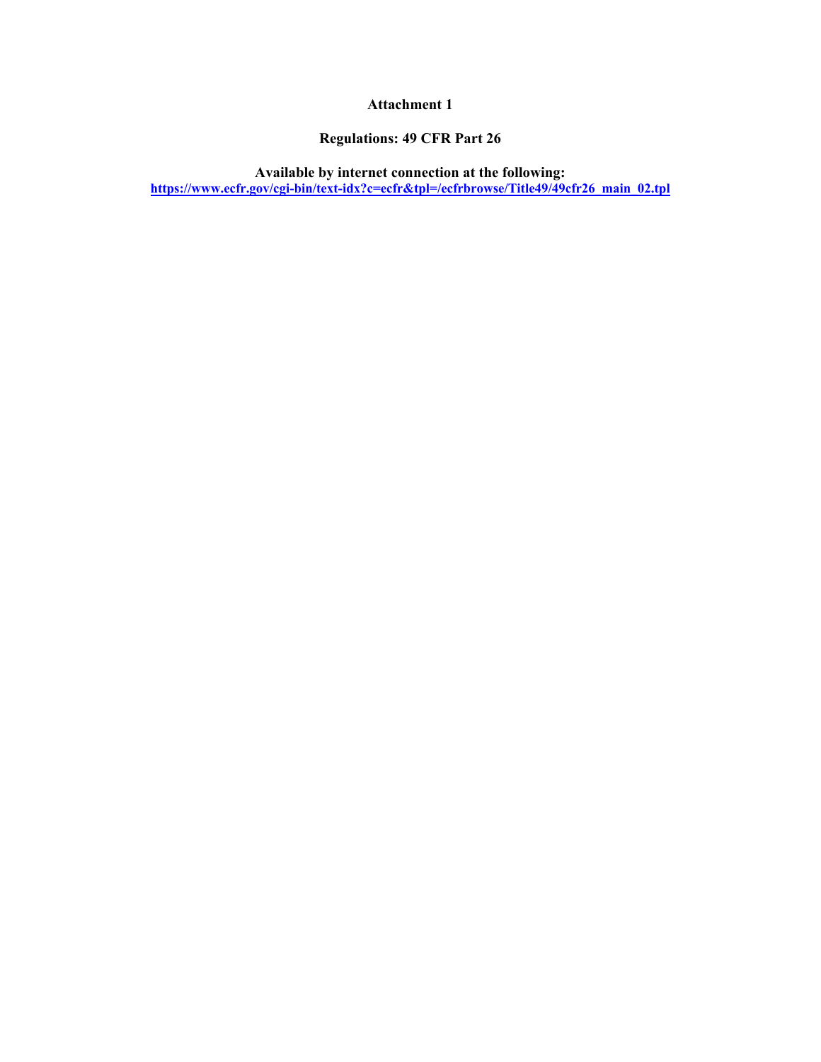**Attachment 1**

**Regulations: 49 CFR Part 26**

**Available by internet connection at the following:**
**[https://www.ecfr.gov/cgi-bin/text-idx?c=ecfr&tpl=/ecfrbrowse/Title49/49cfr26_main_02.tpl](https://www.ecfr.gov/cgi-bin/text-idx?c=ecfr&tpl=/ecfrbrowse/Title49/49cfr26_main_02.tpl)**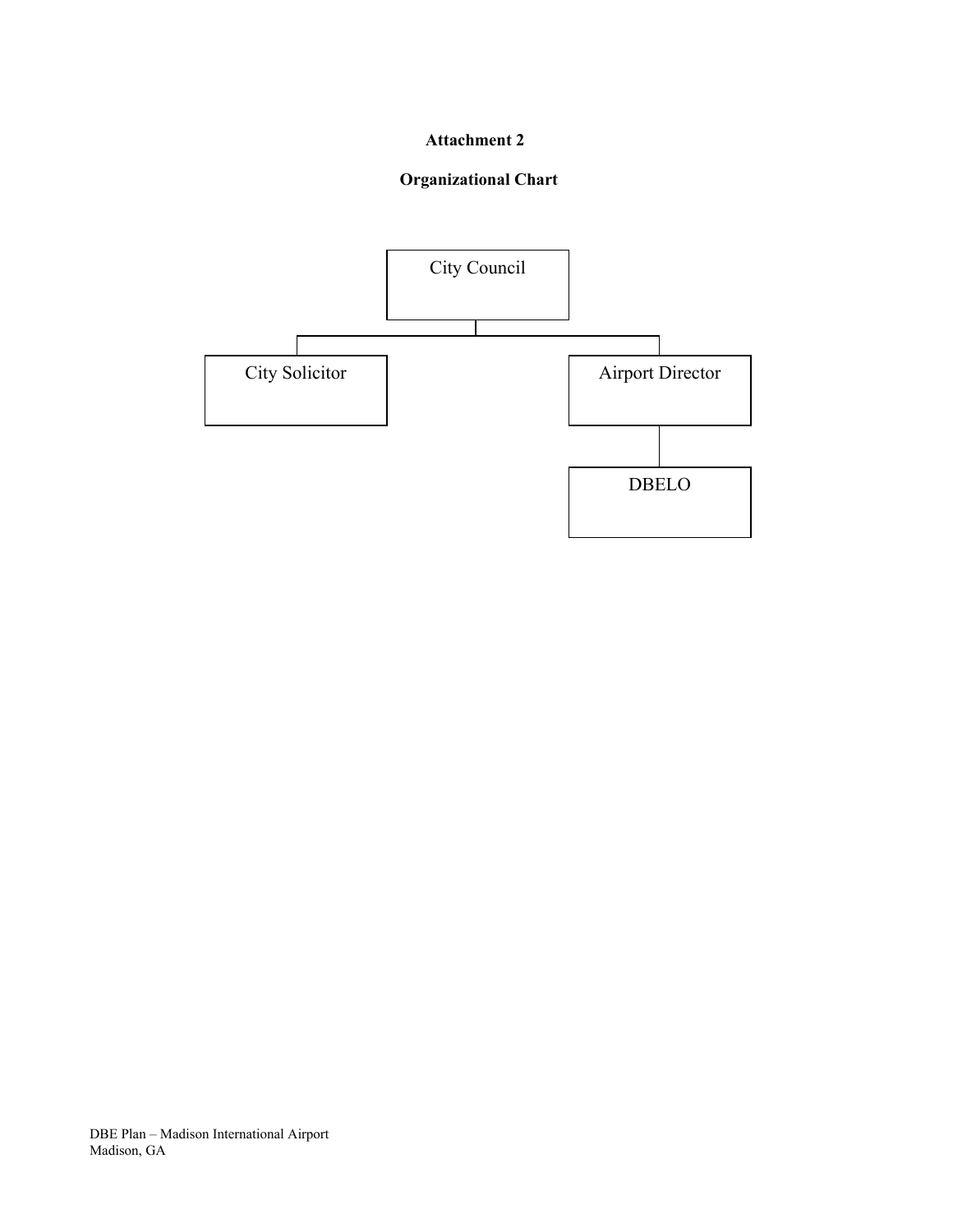**Attachment 2**

**Organizational Chart**

City Council

City Solicitor

Airport Director

DBELO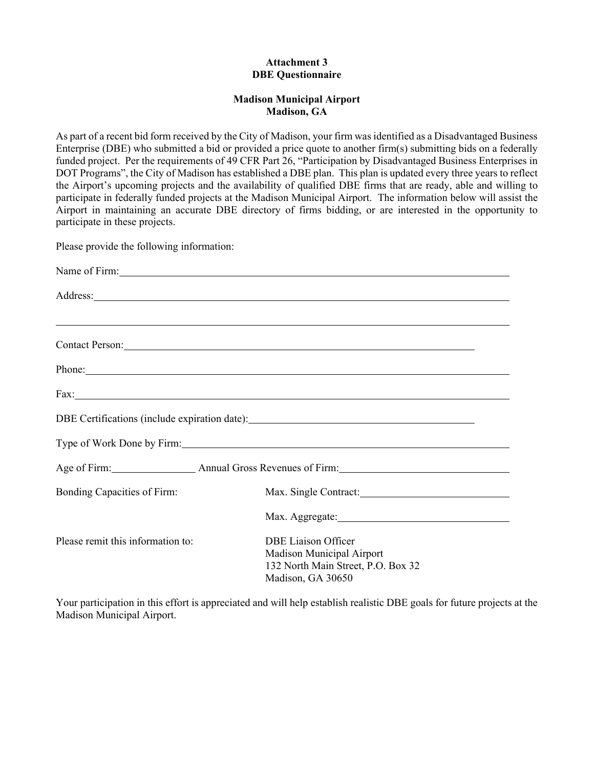**Attachment 3**
**DBE Questionnaire**

**Madison Municipal Airport**
**Madison, GA**

As part of a recent bid form received by the City of Madison, your firm was identified as a Disadvantaged Business Enterprise (DBE) who submitted a bid or provided a price quote to another firm(s) submitting bids on a federally funded project. Per the requirements of 49 CFR Part 26, "Participation by Disadvantaged Business Enterprises in DOT Programs", the City of Madison has established a DBE plan. This plan is updated every three years to reflect the Airport's upcoming projects and the availability of qualified DBE firms that are ready, able and willing to participate in federally funded projects at the Madison Municipal Airport. The information below will assist the Airport in maintaining an accurate DBE directory of firms bidding, or are interested in the opportunity to participate in these projects.

Please provide the following information:

Name of Firm: ______________________________________________

Address: ______________________________________________

______________________________________________

Contact Person: ______________________________________________

Phone: ______________________________________________

Fax: ______________________________________________

DBE Certifications (include expiration date): ______________________________

Type of Work Done by Firm: ______________________________________________

Age of Firm: ____________ Annual Gross Revenues of Firm: ______________________

Bonding Capacities of Firm: Max. Single Contract: ______________________

Max. Aggregate: ______________________

Please remit this information to:

DBE Liaison Officer
Madison Municipal Airport
132 North Main Street, P.O. Box 32
Madison, GA 30650

Your participation in this effort is appreciated and will help establish realistic DBE goals for future projects at the Madison Municipal Airport.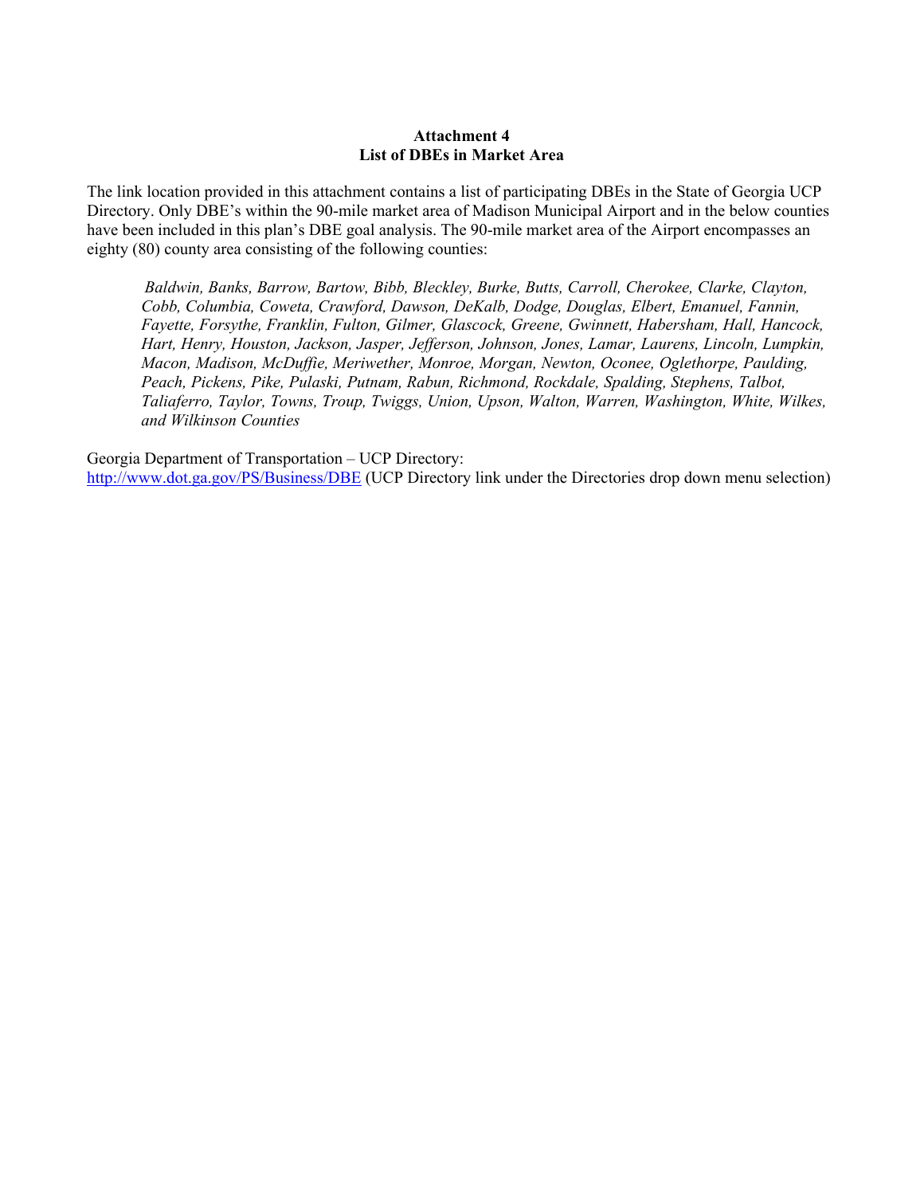**Attachment 4**
**List of DBEs in Market Area**

The link location provided in this attachment contains a list of participating DBEs in the State of Georgia UCP Directory. Only DBE's within the 90-mile market area of Madison Municipal Airport and in the below counties have been included in this plan's DBE goal analysis. The 90-mile market area of the Airport encompasses an eighty (80) county area consisting of the following counties:

> *Baldwin, Banks, Barrow, Bartow, Bibb, Bleckley, Burke, Butts, Carroll, Cherokee, Clarke, Clayton, Cobb, Columbia, Coweta, Crawford, Dawson, DeKalb, Dodge, Douglas, Elbert, Emanuel, Fannin, Fayette, Forsythe, Franklin, Fulton, Gilmer, Glascock, Greene, Gwinnett, Habersham, Hall, Hancock, Hart, Henry, Houston, Jackson, Jasper, Jefferson, Johnson, Jones, Lamar, Laurens, Lincoln, Lumpkin, Macon, Madison, McDuffie, Meriwether, Monroe, Morgan, Newton, Oconee, Oglethorpe, Paulding, Peach, Pickens, Pike, Pulaski, Putnam, Rabun, Richmond, Rockdale, Spalding, Stephens, Talbot, Taliaferro, Taylor, Towns, Troup, Twiggs, Union, Upson, Walton, Warren, Washington, White, Wilkes, and Wilkinson Counties*

Georgia Department of Transportation – UCP Directory:
http://www.dot.ga.gov/PS/Business/DBE (UCP Directory link under the Directories drop down menu selection)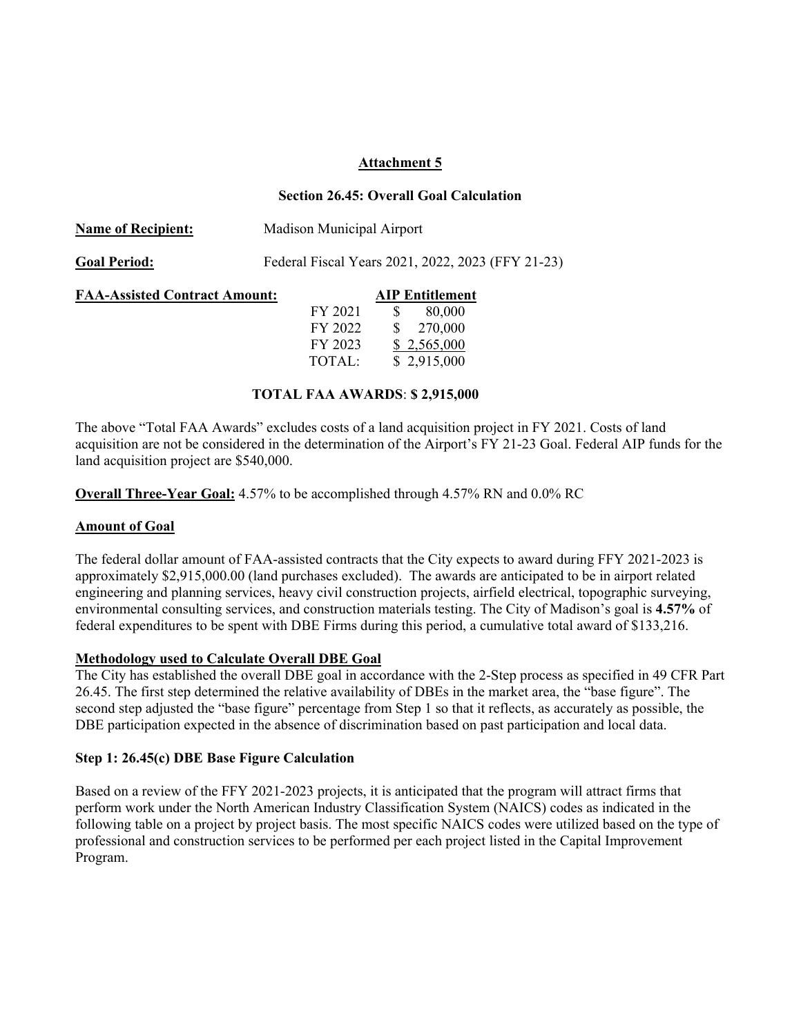## Attachment 5

### Section 26.45: Overall Goal Calculation

**Name of Recipient:** Madison Municipal Airport

**Goal Period:** Federal Fiscal Years 2021, 2022, 2023 (FFY 21-23)

**FAA-Assisted Contract Amount:**

| | AIP Entitlement |
|---|---|
| FY 2021 | $ 80,000 |
| FY 2022 | $ 270,000 |
| FY 2023 | $ 2,565,000 |
| TOTAL: | $ 2,915,000 |

**TOTAL FAA AWARDS**: **$ 2,915,000**

The above "Total FAA Awards" excludes costs of a land acquisition project in FY 2021. Costs of land acquisition are not be considered in the determination of the Airport's FY 21-23 Goal. Federal AIP funds for the land acquisition project are $540,000.

**Overall Three-Year Goal:** 4.57% to be accomplished through 4.57% RN and 0.0% RC

**Amount of Goal**

The federal dollar amount of FAA-assisted contracts that the City expects to award during FFY 2021-2023 is approximately $2,915,000.00 (land purchases excluded). The awards are anticipated to be in airport related engineering and planning services, heavy civil construction projects, airfield electrical, topographic surveying, environmental consulting services, and construction materials testing. The City of Madison's goal is **4.57%** of federal expenditures to be spent with DBE Firms during this period, a cumulative total award of $133,216.

**Methodology used to Calculate Overall DBE Goal**

The City has established the overall DBE goal in accordance with the 2-Step process as specified in 49 CFR Part 26.45. The first step determined the relative availability of DBEs in the market area, the "base figure". The second step adjusted the "base figure" percentage from Step 1 so that it reflects, as accurately as possible, the DBE participation expected in the absence of discrimination based on past participation and local data.

**Step 1: 26.45(c) DBE Base Figure Calculation**

Based on a review of the FFY 2021-2023 projects, it is anticipated that the program will attract firms that perform work under the North American Industry Classification System (NAICS) codes as indicated in the following table on a project by project basis. The most specific NAICS codes were utilized based on the type of professional and construction services to be performed per each project listed in the Capital Improvement Program.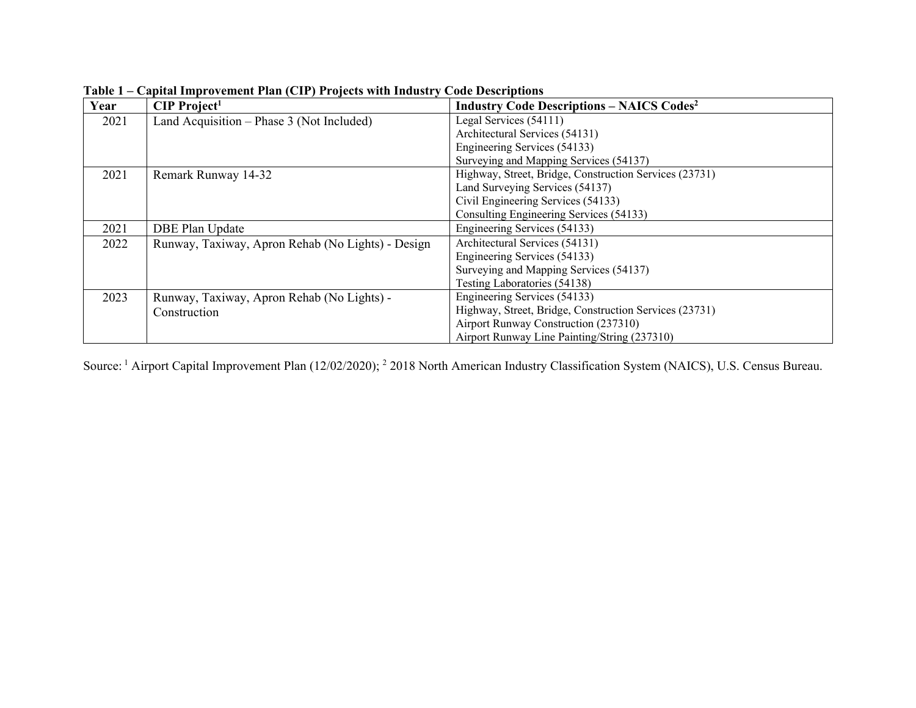**Table 1 – Capital Improvement Plan (CIP) Projects with Industry Code Descriptions**

| Year | CIP Project[1] | Industry Code Descriptions – NAICS Codes[2] |
|---|---|---|
| 2021 | Land Acquisition – Phase 3 (Not Included) | Legal Services (54111)<br>Architectural Services (54131)<br>Engineering Services (54133)<br>Surveying and Mapping Services (54137) |
| 2021 | Remark Runway 14-32 | Highway, Street, Bridge, Construction Services (23731)<br>Land Surveying Services (54137)<br>Civil Engineering Services (54133)<br>Consulting Engineering Services (54133) |
| 2021 | DBE Plan Update | Engineering Services (54133) |
| 2022 | Runway, Taxiway, Apron Rehab (No Lights) - Design | Architectural Services (54131)<br>Engineering Services (54133)<br>Surveying and Mapping Services (54137)<br>Testing Laboratories (54138) |
| 2023 | Runway, Taxiway, Apron Rehab (No Lights) - Construction | Engineering Services (54133)<br>Highway, Street, Bridge, Construction Services (23731)<br>Airport Runway Construction (237310)<br>Airport Runway Line Painting/String (237310) |

Source: [1] Airport Capital Improvement Plan (12/02/2020); [2] 2018 North American Industry Classification System (NAICS), U.S. Census Bureau.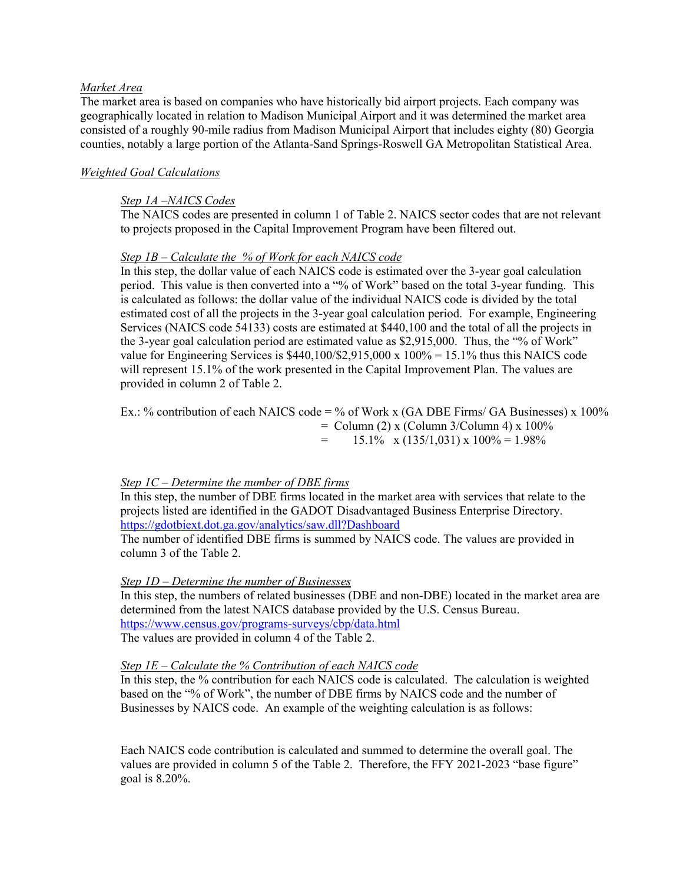*Market Area*

The market area is based on companies who have historically bid airport projects. Each company was geographically located in relation to Madison Municipal Airport and it was determined the market area consisted of a roughly 90-mile radius from Madison Municipal Airport that includes eighty (80) Georgia counties, notably a large portion of the Atlanta-Sand Springs-Roswell GA Metropolitan Statistical Area.

*Weighted Goal Calculations*

*Step 1A –NAICS Codes*

The NAICS codes are presented in column 1 of Table 2. NAICS sector codes that are not relevant to projects proposed in the Capital Improvement Program have been filtered out.

*Step 1B – Calculate the % of Work for each NAICS code*

In this step, the dollar value of each NAICS code is estimated over the 3-year goal calculation period. This value is then converted into a "% of Work" based on the total 3-year funding. This is calculated as follows: the dollar value of the individual NAICS code is divided by the total estimated cost of all the projects in the 3-year goal calculation period. For example, Engineering Services (NAICS code 54133) costs are estimated at \$440,100 and the total of all the projects in the 3-year goal calculation period are estimated value as \$2,915,000. Thus, the "% of Work" value for Engineering Services is \$440,100/\$2,915,000 x 100% = 15.1% thus this NAICS code will represent 15.1% of the work presented in the Capital Improvement Plan. The values are provided in column 2 of Table 2.

*Step 1C – Determine the number of DBE firms*

In this step, the number of DBE firms located in the market area with services that relate to the projects listed are identified in the GADOT Disadvantaged Business Enterprise Directory. https://gdotbiext.dot.ga.gov/analytics/saw.dll?Dashboard

The number of identified DBE firms is summed by NAICS code. The values are provided in column 3 of the Table 2.

*Step 1D – Determine the number of Businesses*

In this step, the numbers of related businesses (DBE and non-DBE) located in the market area are determined from the latest NAICS database provided by the U.S. Census Bureau. https://www.census.gov/programs-surveys/cbp/data.html

The values are provided in column 4 of the Table 2.

*Step 1E – Calculate the % Contribution of each NAICS code*

In this step, the % contribution for each NAICS code is calculated. The calculation is weighted based on the "% of Work", the number of DBE firms by NAICS code and the number of Businesses by NAICS code. An example of the weighting calculation is as follows:

Ex.: % contribution of each NAICS code = % of Work x (GA DBE Firms/ GA Businesses) x 100%
= Column (2) x (Column 3/Column 4) x 100%
= 15.1% x (135/1,031) x 100% = 1.98%

Each NAICS code contribution is calculated and summed to determine the overall goal. The values are provided in column 5 of the Table 2. Therefore, the FFY 2021-2023 "base figure" goal is 8.20%.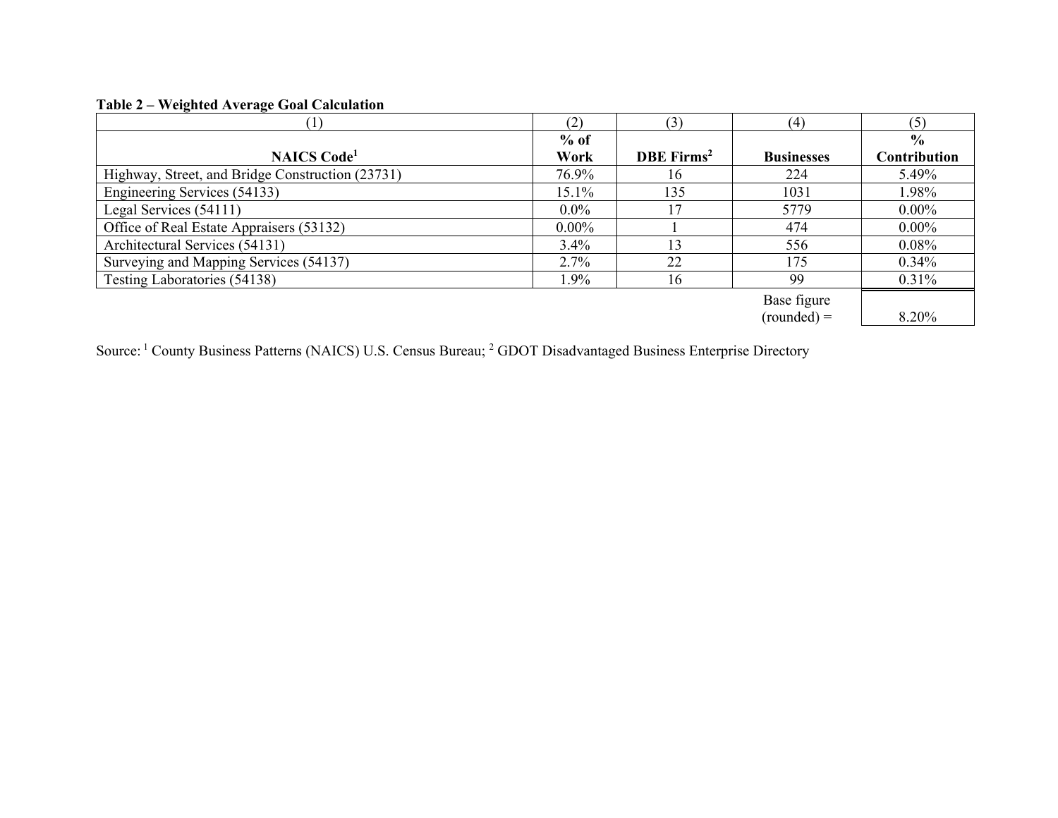**Table 2 – Weighted Average Goal Calculation**

| (1) | (2) | (3) | (4) | (5) |
|---|---|---|---|---|
| NAICS Code[1] | % of Work | DBE Firms[2] | Businesses | % Contribution |
| Highway, Street, and Bridge Construction (23731) | 76.9% | 16 | 224 | 5.49% |
| Engineering Services (54133) | 15.1% | 135 | 1031 | 1.98% |
| Legal Services (54111) | 0.0% | 17 | 5779 | 0.00% |
| Office of Real Estate Appraisers (53132) | 0.00% | 1 | 474 | 0.00% |
| Architectural Services (54131) | 3.4% | 13 | 556 | 0.08% |
| Surveying and Mapping Services (54137) | 2.7% | 22 | 175 | 0.34% |
| Testing Laboratories (54138) | 1.9% | 16 | 99 | 0.31% |
| | | | Base figure (rounded) = | 8.20% |

Source: [1] County Business Patterns (NAICS) U.S. Census Bureau; [2] GDOT Disadvantaged Business Enterprise Directory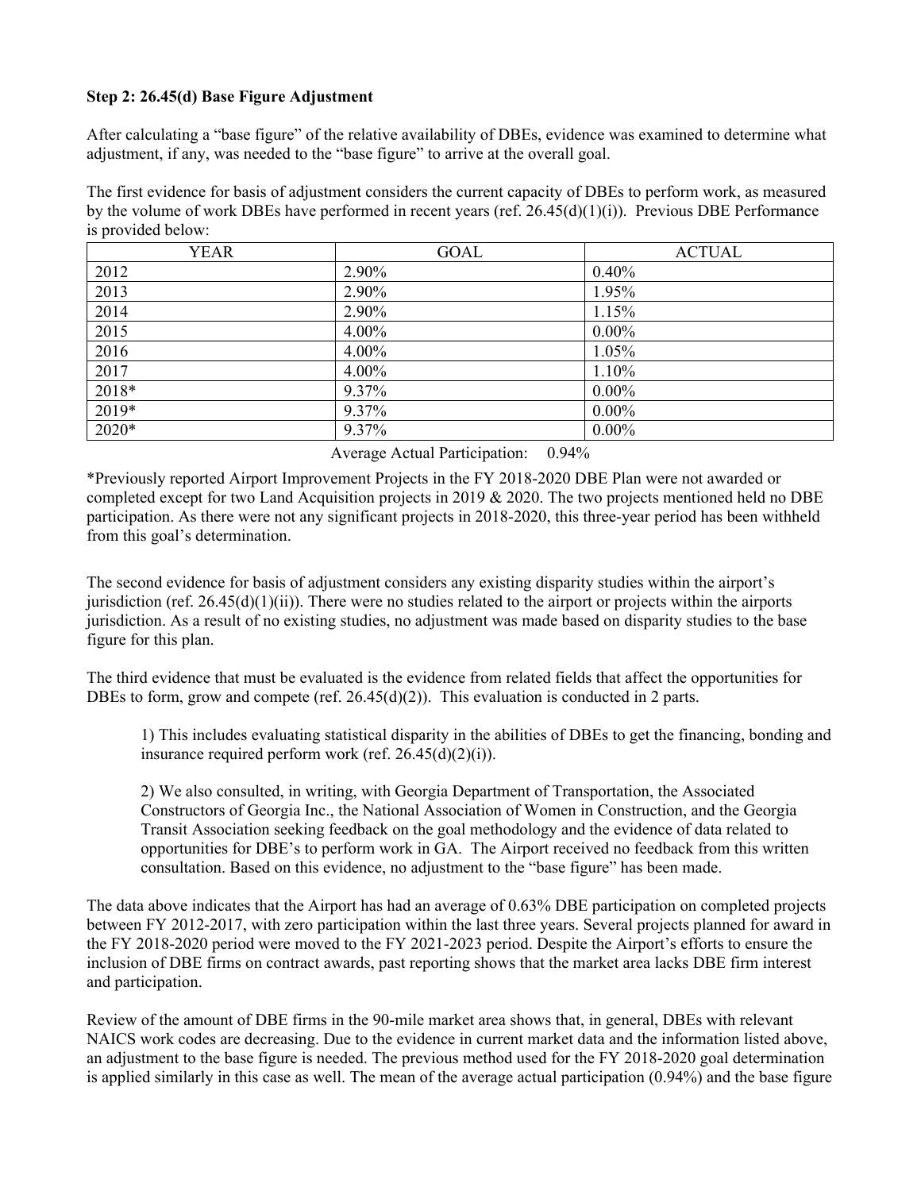**Step 2: 26.45(d) Base Figure Adjustment**

After calculating a "base figure" of the relative availability of DBEs, evidence was examined to determine what adjustment, if any, was needed to the "base figure" to arrive at the overall goal.

The first evidence for basis of adjustment considers the current capacity of DBEs to perform work, as measured by the volume of work DBEs have performed in recent years (ref. 26.45(d)(1)(i)). Previous DBE Performance is provided below:

| YEAR | GOAL | ACTUAL |
|---|---|---|
| 2012 | 2.90% | 0.40% |
| 2013 | 2.90% | 1.95% |
| 2014 | 2.90% | 1.15% |
| 2015 | 4.00% | 0.00% |
| 2016 | 4.00% | 1.05% |
| 2017 | 4.00% | 1.10% |
| 2018* | 9.37% | 0.00% |
| 2019* | 9.37% | 0.00% |
| 2020* | 9.37% | 0.00% |

Average Actual Participation: 0.94%

*Previously reported Airport Improvement Projects in the FY 2018-2020 DBE Plan were not awarded or completed except for two Land Acquisition projects in 2019 & 2020. The two projects mentioned held no DBE participation. As there were not any significant projects in 2018-2020, this three-year period has been withheld from this goal's determination.

The second evidence for basis of adjustment considers any existing disparity studies within the airport's jurisdiction (ref. 26.45(d)(1)(ii)). There were no studies related to the airport or projects within the airports jurisdiction. As a result of no existing studies, no adjustment was made based on disparity studies to the base figure for this plan.

The third evidence that must be evaluated is the evidence from related fields that affect the opportunities for DBEs to form, grow and compete (ref. 26.45(d)(2)). This evaluation is conducted in 2 parts.

1) This includes evaluating statistical disparity in the abilities of DBEs to get the financing, bonding and insurance required perform work (ref. 26.45(d)(2)(i)).

2) We also consulted, in writing, with Georgia Department of Transportation, the Associated Constructors of Georgia Inc., the National Association of Women in Construction, and the Georgia Transit Association seeking feedback on the goal methodology and the evidence of data related to opportunities for DBE's to perform work in GA. The Airport received no feedback from this written consultation. Based on this evidence, no adjustment to the "base figure" has been made.

The data above indicates that the Airport has had an average of 0.63% DBE participation on completed projects between FY 2012-2017, with zero participation within the last three years. Several projects planned for award in the FY 2018-2020 period were moved to the FY 2021-2023 period. Despite the Airport's efforts to ensure the inclusion of DBE firms on contract awards, past reporting shows that the market area lacks DBE firm interest and participation.

Review of the amount of DBE firms in the 90-mile market area shows that, in general, DBEs with relevant NAICS work codes are decreasing. Due to the evidence in current market data and the information listed above, an adjustment to the base figure is needed. The previous method used for the FY 2018-2020 goal determination is applied similarly in this case as well. The mean of the average actual participation (0.94%) and the base figure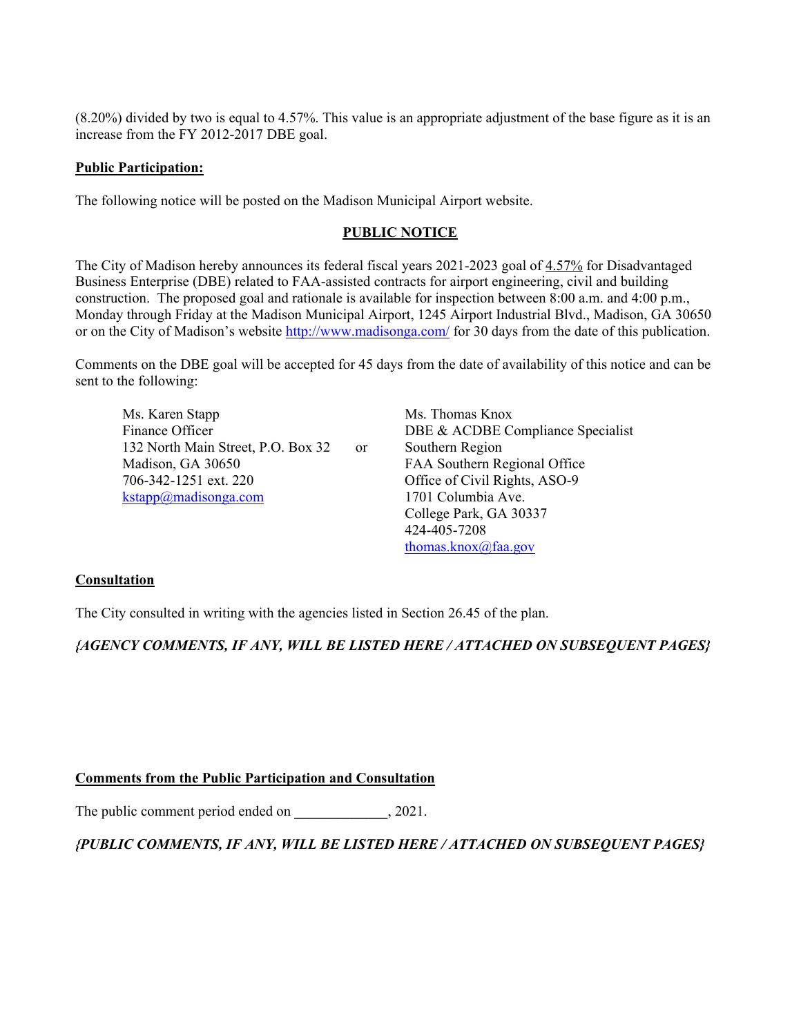(8.20%) divided by two is equal to 4.57%. This value is an appropriate adjustment of the base figure as it is an increase from the FY 2012-2017 DBE goal.

**Public Participation:**

The following notice will be posted on the Madison Municipal Airport website.

**PUBLIC NOTICE**

The City of Madison hereby announces its federal fiscal years 2021-2023 goal of 4.57% for Disadvantaged Business Enterprise (DBE) related to FAA-assisted contracts for airport engineering, civil and building construction. The proposed goal and rationale is available for inspection between 8:00 a.m. and 4:00 p.m., Monday through Friday at the Madison Municipal Airport, 1245 Airport Industrial Blvd., Madison, GA 30650 or on the City of Madison's website http://www.madisonga.com/ for 30 days from the date of this publication.

Comments on the DBE goal will be accepted for 45 days from the date of availability of this notice and can be sent to the following:

Ms. Karen Stapp
Finance Officer
132 North Main Street, P.O. Box 32
Madison, GA 30650
706-342-1251 ext. 220
kstapp@madisonga.com

or

Ms. Thomas Knox
DBE & ACDBE Compliance Specialist
Southern Region
FAA Southern Regional Office
Office of Civil Rights, ASO-9
1701 Columbia Ave.
College Park, GA 30337
424-405-7208
thomas.knox@faa.gov

**Consultation**

The City consulted in writing with the agencies listed in Section 26.45 of the plan.

***{AGENCY COMMENTS, IF ANY, WILL BE LISTED HERE / ATTACHED ON SUBSEQUENT PAGES}***

**Comments from the Public Participation and Consultation**

The public comment period ended on ____________, 2021.

***{PUBLIC COMMENTS, IF ANY, WILL BE LISTED HERE / ATTACHED ON SUBSEQUENT PAGES}***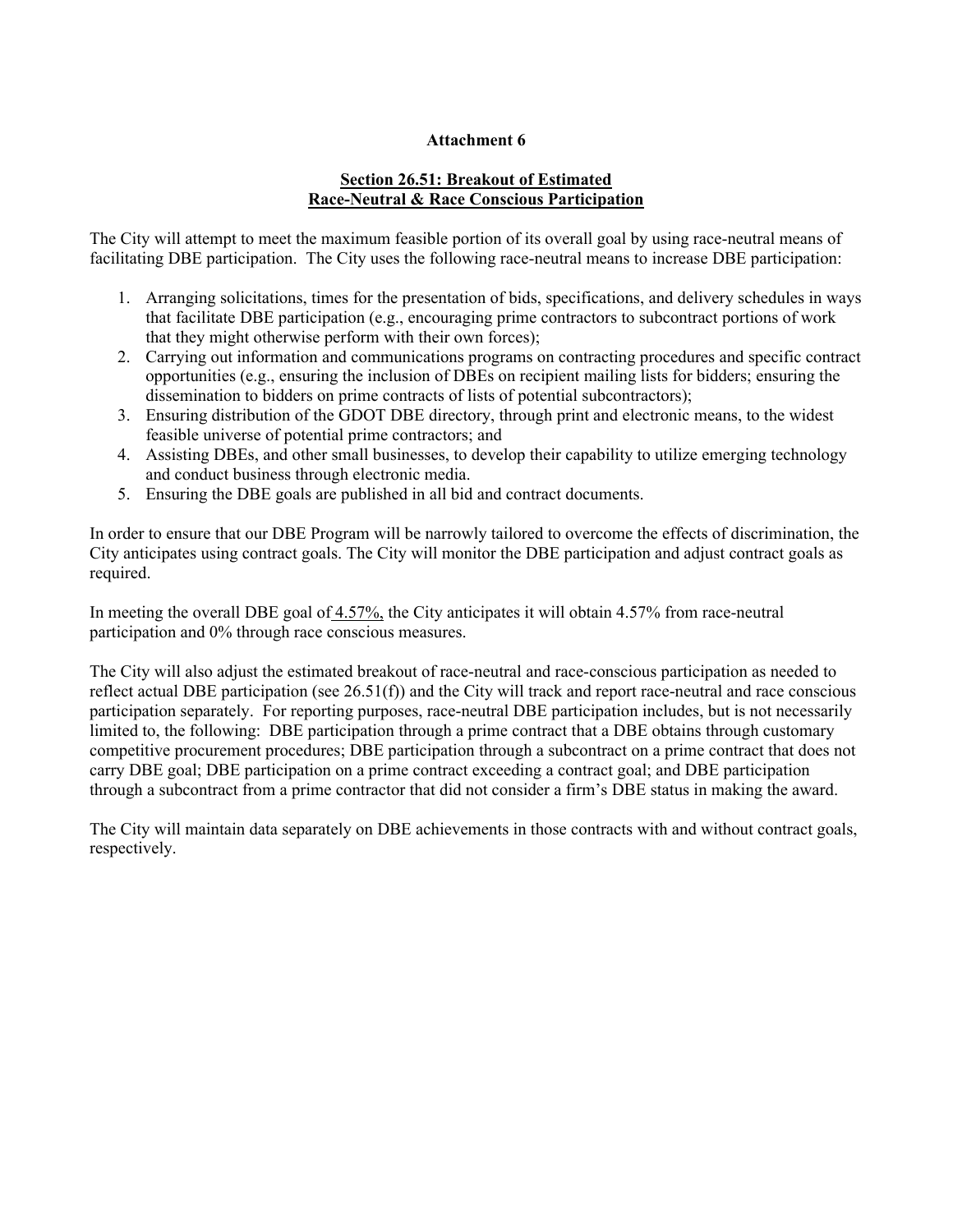**Attachment 6**

**Section 26.51: Breakout of Estimated Race-Neutral & Race Conscious Participation**

The City will attempt to meet the maximum feasible portion of its overall goal by using race-neutral means of facilitating DBE participation. The City uses the following race-neutral means to increase DBE participation:

1. Arranging solicitations, times for the presentation of bids, specifications, and delivery schedules in ways that facilitate DBE participation (e.g., encouraging prime contractors to subcontract portions of work that they might otherwise perform with their own forces);
2. Carrying out information and communications programs on contracting procedures and specific contract opportunities (e.g., ensuring the inclusion of DBEs on recipient mailing lists for bidders; ensuring the dissemination to bidders on prime contracts of lists of potential subcontractors);
3. Ensuring distribution of the GDOT DBE directory, through print and electronic means, to the widest feasible universe of potential prime contractors; and
4. Assisting DBEs, and other small businesses, to develop their capability to utilize emerging technology and conduct business through electronic media.
5. Ensuring the DBE goals are published in all bid and contract documents.

In order to ensure that our DBE Program will be narrowly tailored to overcome the effects of discrimination, the City anticipates using contract goals. The City will monitor the DBE participation and adjust contract goals as required.

In meeting the overall DBE goal of 4.57%, the City anticipates it will obtain 4.57% from race-neutral participation and 0% through race conscious measures.

The City will also adjust the estimated breakout of race-neutral and race-conscious participation as needed to reflect actual DBE participation (see 26.51(f)) and the City will track and report race-neutral and race conscious participation separately. For reporting purposes, race-neutral DBE participation includes, but is not necessarily limited to, the following: DBE participation through a prime contract that a DBE obtains through customary competitive procurement procedures; DBE participation through a subcontract on a prime contract that does not carry DBE goal; DBE participation on a prime contract exceeding a contract goal; and DBE participation through a subcontract from a prime contractor that did not consider a firm's DBE status in making the award.

The City will maintain data separately on DBE achievements in those contracts with and without contract goals, respectively.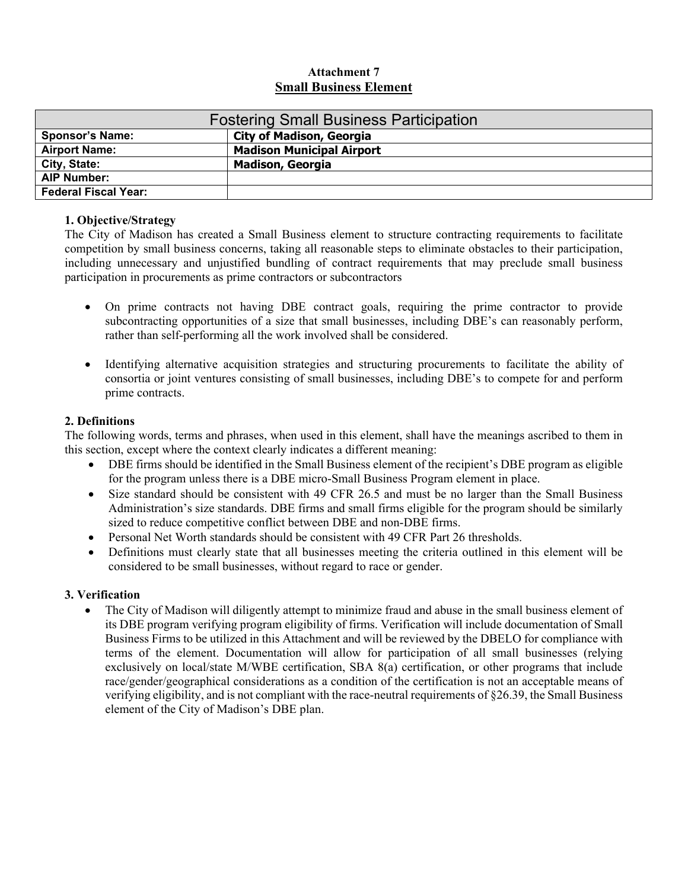**Attachment 7**
**Small Business Element**

| Fostering Small Business Participation | |
|---|---|
| **Sponsor's Name:** | **City of Madison, Georgia** |
| **Airport Name:** | **Madison Municipal Airport** |
| **City, State:** | **Madison, Georgia** |
| **AIP Number:** | |
| **Federal Fiscal Year:** | |

**1. Objective/Strategy**

The City of Madison has created a Small Business element to structure contracting requirements to facilitate competition by small business concerns, taking all reasonable steps to eliminate obstacles to their participation, including unnecessary and unjustified bundling of contract requirements that may preclude small business participation in procurements as prime contractors or subcontractors

- On prime contracts not having DBE contract goals, requiring the prime contractor to provide subcontracting opportunities of a size that small businesses, including DBE's can reasonably perform, rather than self-performing all the work involved shall be considered.
- Identifying alternative acquisition strategies and structuring procurements to facilitate the ability of consortia or joint ventures consisting of small businesses, including DBE's to compete for and perform prime contracts.

**2. Definitions**

The following words, terms and phrases, when used in this element, shall have the meanings ascribed to them in this section, except where the context clearly indicates a different meaning:

- DBE firms should be identified in the Small Business element of the recipient's DBE program as eligible for the program unless there is a DBE micro-Small Business Program element in place.
- Size standard should be consistent with 49 CFR 26.5 and must be no larger than the Small Business Administration's size standards. DBE firms and small firms eligible for the program should be similarly sized to reduce competitive conflict between DBE and non-DBE firms.
- Personal Net Worth standards should be consistent with 49 CFR Part 26 thresholds.
- Definitions must clearly state that all businesses meeting the criteria outlined in this element will be considered to be small businesses, without regard to race or gender.

**3. Verification**

- The City of Madison will diligently attempt to minimize fraud and abuse in the small business element of its DBE program verifying program eligibility of firms. Verification will include documentation of Small Business Firms to be utilized in this Attachment and will be reviewed by the DBELO for compliance with terms of the element. Documentation will allow for participation of all small businesses (relying exclusively on local/state M/WBE certification, SBA 8(a) certification, or other programs that include race/gender/geographical considerations as a condition of the certification is not an acceptable means of verifying eligibility, and is not compliant with the race-neutral requirements of §26.39, the Small Business element of the City of Madison's DBE plan.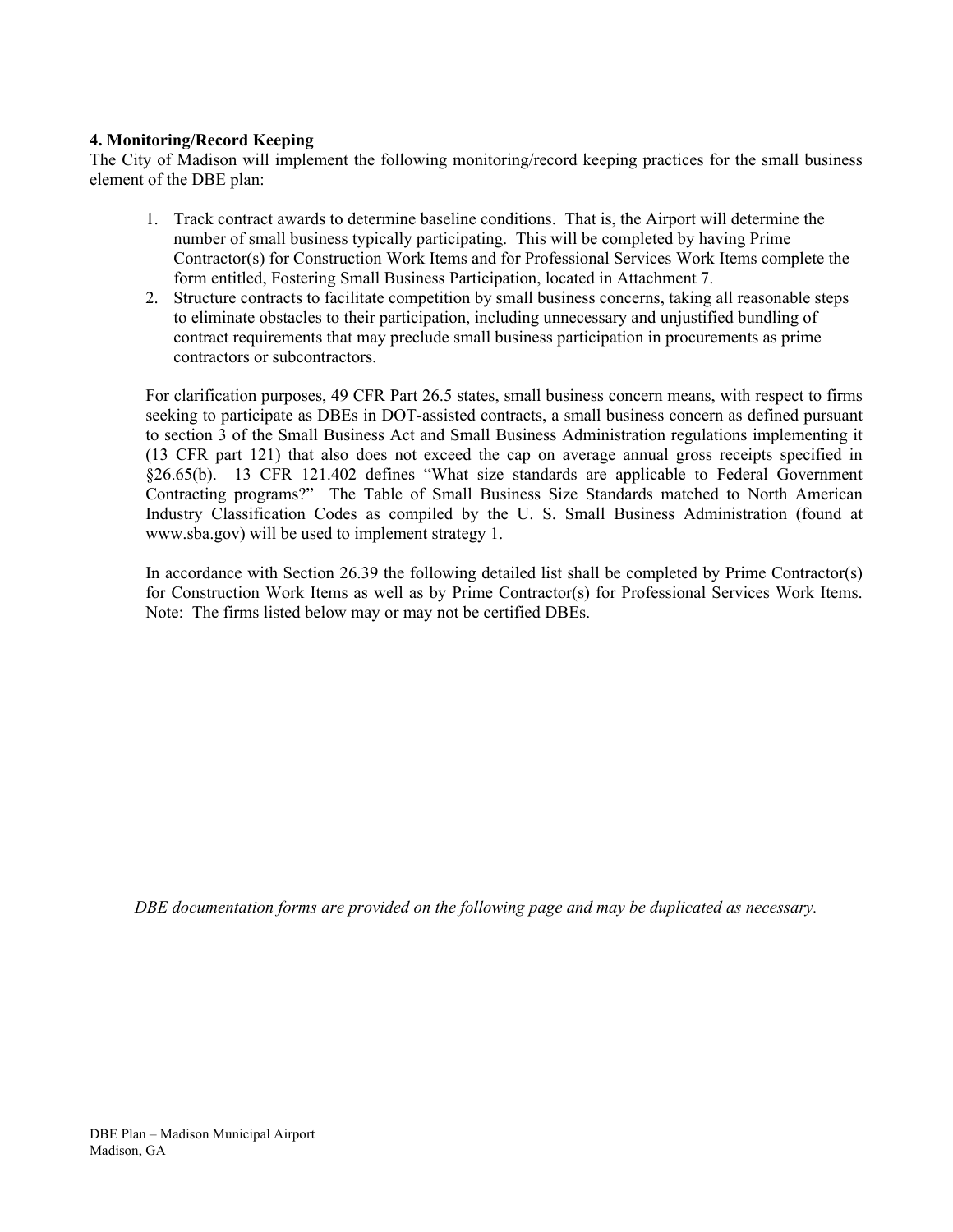**4. Monitoring/Record Keeping**

The City of Madison will implement the following monitoring/record keeping practices for the small business element of the DBE plan:

1. Track contract awards to determine baseline conditions. That is, the Airport will determine the number of small business typically participating. This will be completed by having Prime Contractor(s) for Construction Work Items and for Professional Services Work Items complete the form entitled, Fostering Small Business Participation, located in Attachment 7.
2. Structure contracts to facilitate competition by small business concerns, taking all reasonable steps to eliminate obstacles to their participation, including unnecessary and unjustified bundling of contract requirements that may preclude small business participation in procurements as prime contractors or subcontractors.

For clarification purposes, 49 CFR Part 26.5 states, small business concern means, with respect to firms seeking to participate as DBEs in DOT-assisted contracts, a small business concern as defined pursuant to section 3 of the Small Business Act and Small Business Administration regulations implementing it (13 CFR part 121) that also does not exceed the cap on average annual gross receipts specified in §26.65(b). 13 CFR 121.402 defines "What size standards are applicable to Federal Government Contracting programs?" The Table of Small Business Size Standards matched to North American Industry Classification Codes as compiled by the U. S. Small Business Administration (found at www.sba.gov) will be used to implement strategy 1.

In accordance with Section 26.39 the following detailed list shall be completed by Prime Contractor(s) for Construction Work Items as well as by Prime Contractor(s) for Professional Services Work Items. Note: The firms listed below may or may not be certified DBEs.

*DBE documentation forms are provided on the following page and may be duplicated as necessary.*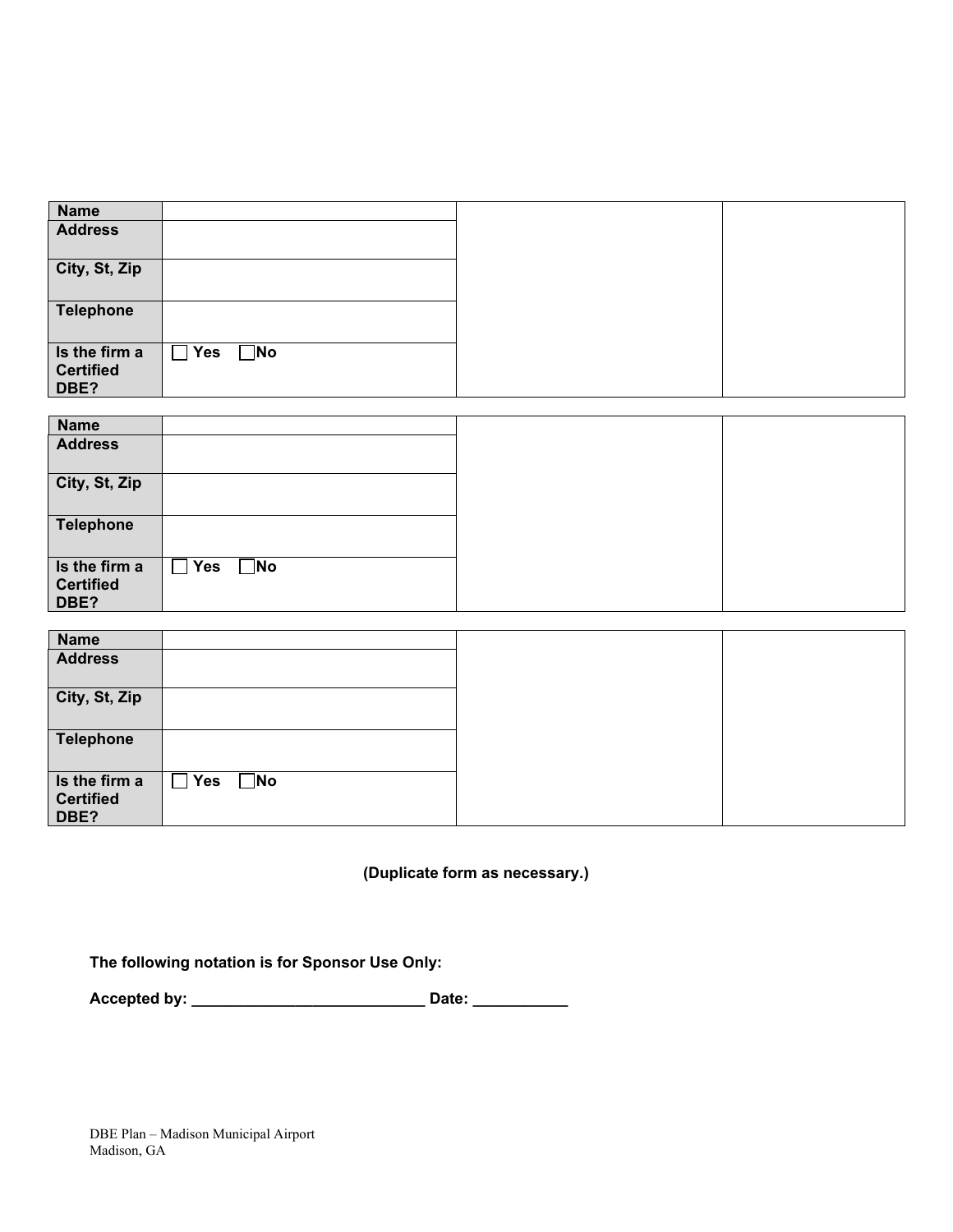| Name | | | |
|---|---|---|---|
| Address | | | |
| City, St, Zip | | | |
| Telephone | | | |
| Is the firm a Certified DBE? | ☐ Yes ☐ No | | |

| Name | | | |
|---|---|---|---|
| Address | | | |
| City, St, Zip | | | |
| Telephone | | | |
| Is the firm a Certified DBE? | ☐ Yes ☐ No | | |

| Name | | | |
|---|---|---|---|
| Address | | | |
| City, St, Zip | | | |
| Telephone | | | |
| Is the firm a Certified DBE? | ☐ Yes ☐ No | | |

**(Duplicate form as necessary.)**

**The following notation is for Sponsor Use Only:**

**Accepted by: ___________________________ Date: ___________**

DBE Plan – Madison Municipal Airport
Madison, GA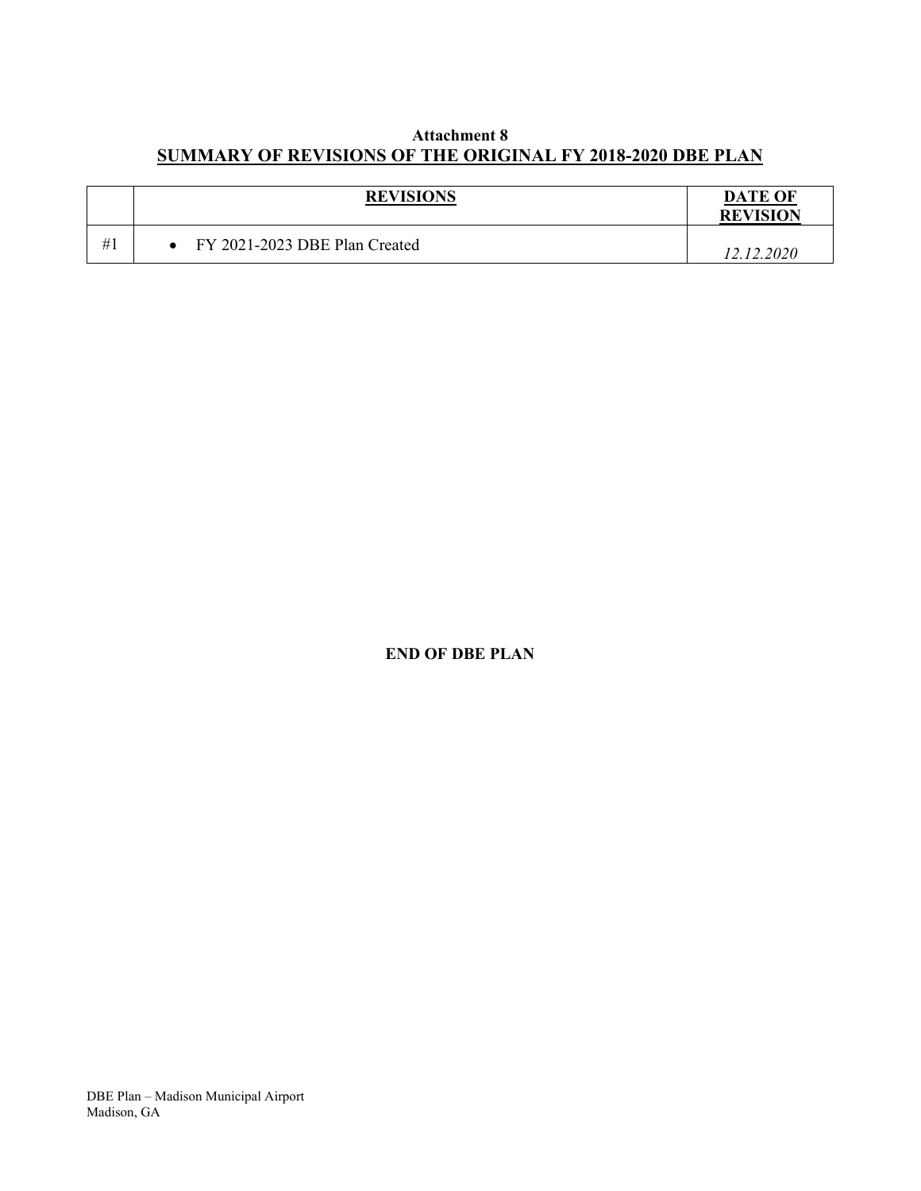**Attachment 8**

**SUMMARY OF REVISIONS OF THE ORIGINAL FY 2018-2020 DBE PLAN**

| | **REVISIONS** | **DATE OF REVISION** |
|---|---|---|
| #1 | • FY 2021-2023 DBE Plan Created | *12.12.2020* |

**END OF DBE PLAN**